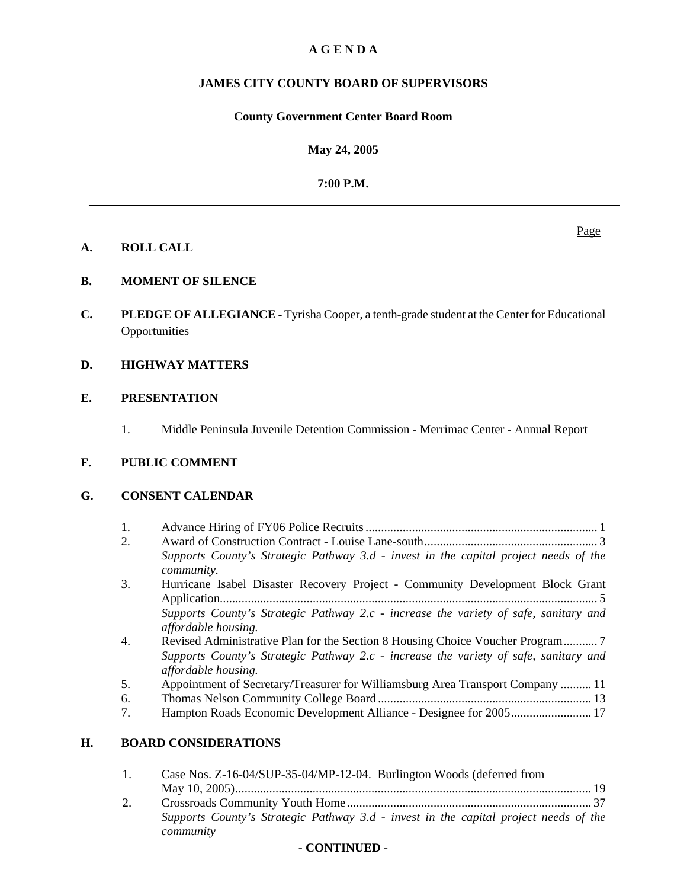# A G E N D A

## JAMES CITY COUNTY BOARD OF SUPERVISORS

**County Government Center Board Room**

**May 24, 2025**

**7:00 P.M.**

---

Page

**A. ROLL CALL**

**B. MOMENT OF SILENCE**

**C. PLEDGE OF ALLEGIANCE** - Tyrisha Cooper, a tenth-grade student at the Center for Educational Opportunities

**D. HIGHWAY MATTERS**

**E. PRESENTATION**

1. Middle Peninsula Juvenile Detention Commission - Merrimac Center - Annual Report

**F. PUBLIC COMMENT**

**G. CONSENT CALENDAR**

1. Advance Hiring of FY06 Police Recruits .......... 1
2. Award of Construction Contract - Louise Lane-south .......... 3
   *Supports County's Strategic Pathway 3.d - invest in the capital project needs of the community.*
3. Hurricane Isabel Disaster Recovery Project - Community Development Block Grant Application .......... 5
   *Supports County's Strategic Pathway 2.c - increase the variety of safe, sanitary and affordable housing.*
4. Revised Administrative Plan for the Section 8 Housing Choice Voucher Program .......... 7
   *Supports County's Strategic Pathway 2.c - increase the variety of safe, sanitary and affordable housing.*
5. Appointment of Secretary/Treasurer for Williamsburg Area Transport Company .......... 11
6. Thomas Nelson Community College Board .......... 13
7. Hampton Roads Economic Development Alliance - Designee for 2005 .......... 17

**H. BOARD CONSIDERATIONS**

1. Case Nos. Z-16-04/SUP-35-04/MP-12-04. Burlington Woods (deferred from May 10, 2005) .......... 19
2. Crossroads Community Youth Home .......... 37
   *Supports County's Strategic Pathway 3.d - invest in the capital project needs of the community*

**- CONTINUED -**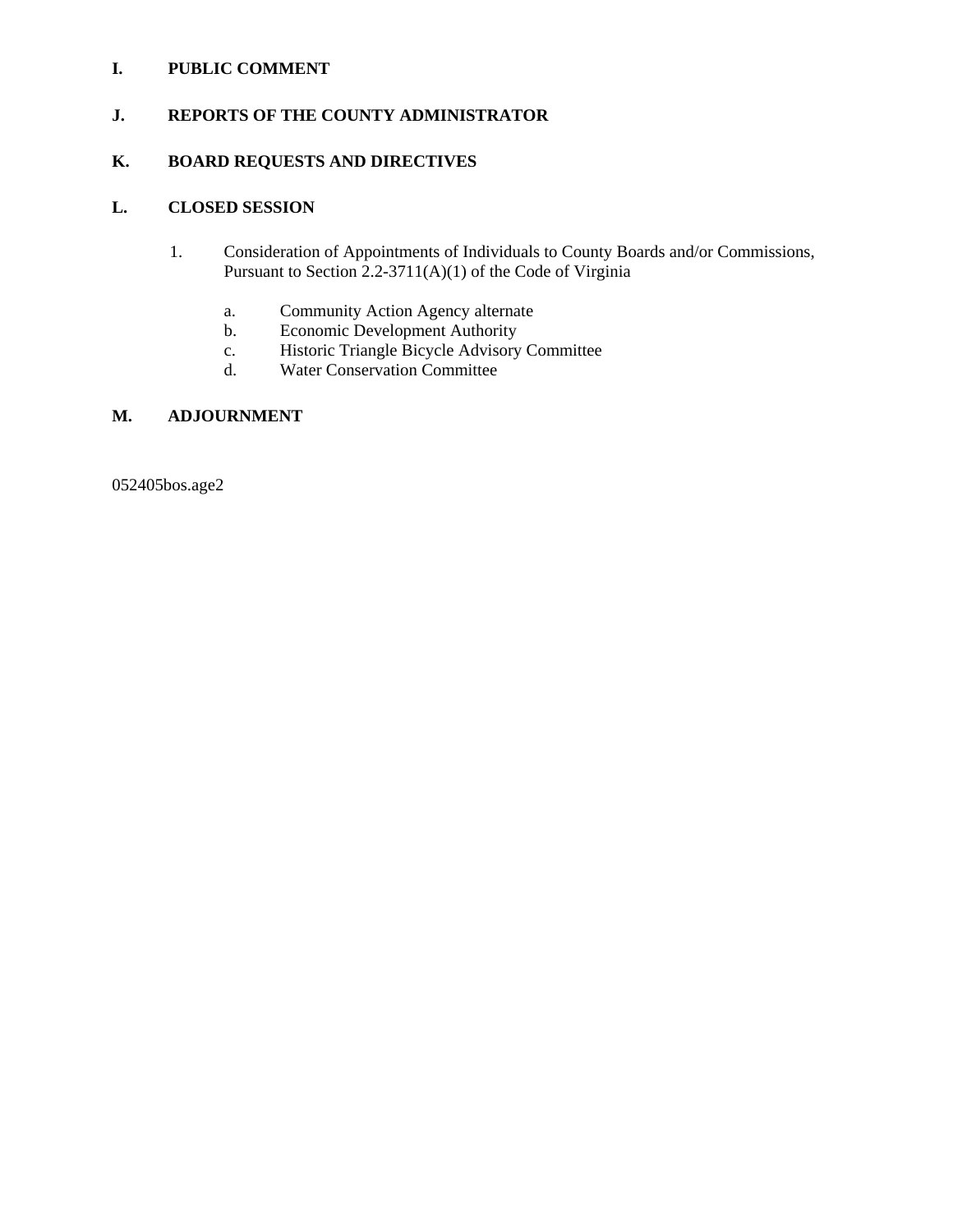**I. PUBLIC COMMENT**

**J. REPORTS OF THE COUNTY ADMINISTRATOR**

**K. BOARD REQUESTS AND DIRECTIVES**

**L. CLOSED SESSION**

1. Consideration of Appointments of Individuals to County Boards and/or Commissions, Pursuant to Section 2.2-3711(A)(1) of the Code of Virginia

   a. Community Action Agency alternate
   b. Economic Development Authority
   c. Historic Triangle Bicycle Advisory Committee
   d. Water Conservation Committee

**M. ADJOURNMENT**

052405bos.age2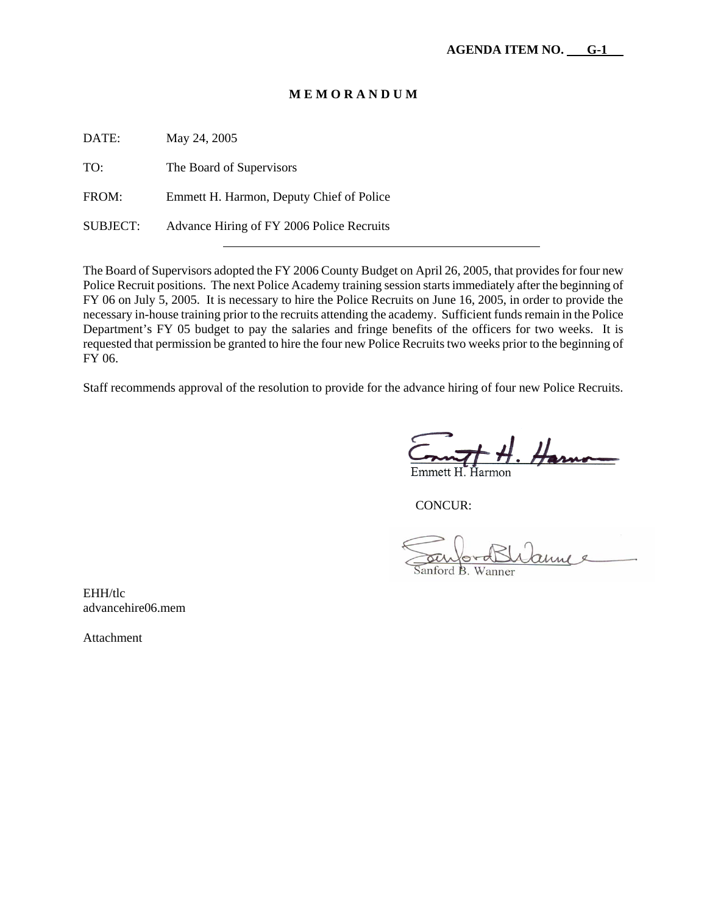**AGENDA ITEM NO. G-1**

**M E M O R A N D U M**

DATE: May 24, 2005

TO: The Board of Supervisors

FROM: Emmett H. Harmon, Deputy Chief of Police

SUBJECT: Advance Hiring of FY 2006 Police Recruits

---

The Board of Supervisors adopted the FY 2006 County Budget on April 26, 2005, that provides for four new Police Recruit positions. The next Police Academy training session starts immediately after the beginning of FY 06 on July 5, 2005. It is necessary to hire the Police Recruits on June 16, 2005, in order to provide the necessary in-house training prior to the recruits attending the academy. Sufficient funds remain in the Police Department's FY 05 budget to pay the salaries and fringe benefits of the officers for two weeks. It is requested that permission be granted to hire the four new Police Recruits two weeks prior to the beginning of FY 06.

Staff recommends approval of the resolution to provide for the advance hiring of four new Police Recruits.

Emmett H. Harmon

CONCUR:

Sanford B. Wanner

EHH/tlc
advancehire06.mem

Attachment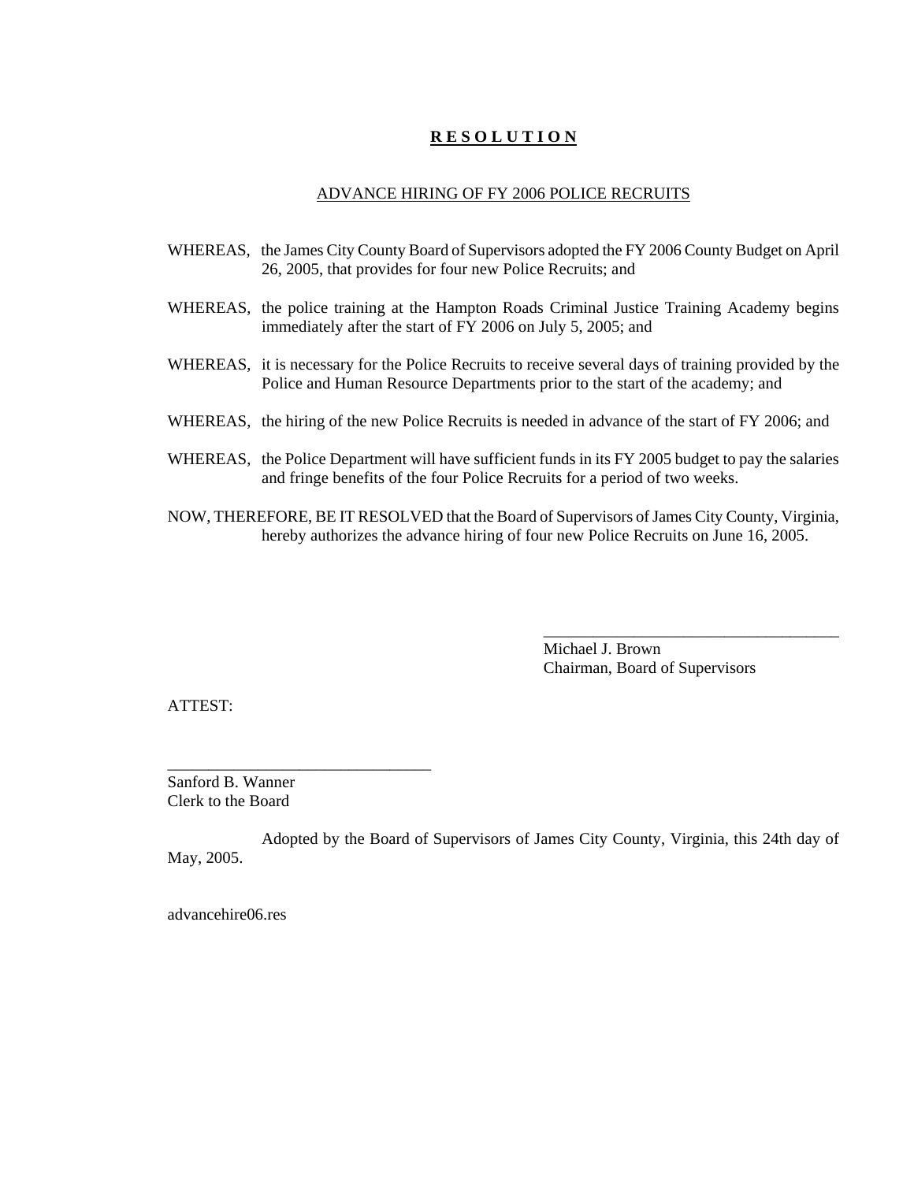# **R E S O L U T I O N**

## ADVANCE HIRING OF FY 2006 POLICE RECRUITS

WHEREAS, the James City County Board of Supervisors adopted the FY 2006 County Budget on April 26, 2005, that provides for four new Police Recruits; and

WHEREAS, the police training at the Hampton Roads Criminal Justice Training Academy begins immediately after the start of FY 2006 on July 5, 2005; and

WHEREAS, it is necessary for the Police Recruits to receive several days of training provided by the Police and Human Resource Departments prior to the start of the academy; and

WHEREAS, the hiring of the new Police Recruits is needed in advance of the start of FY 2006; and

WHEREAS, the Police Department will have sufficient funds in its FY 2005 budget to pay the salaries and fringe benefits of the four Police Recruits for a period of two weeks.

NOW, THEREFORE, BE IT RESOLVED that the Board of Supervisors of James City County, Virginia, hereby authorizes the advance hiring of four new Police Recruits on June 16, 2005.

\_\_\_\_\_\_\_\_\_\_\_\_\_\_\_\_\_\_\_\_\_\_\_\_\_\_\_\_\_\_\_\_\_\_\_\_
Michael J. Brown
Chairman, Board of Supervisors

ATTEST:

\_\_\_\_\_\_\_\_\_\_\_\_\_\_\_\_\_\_\_\_\_\_\_\_\_\_\_\_\_\_\_\_
Sanford B. Wanner
Clerk to the Board

Adopted by the Board of Supervisors of James City County, Virginia, this 24th day of May, 2005.

advancehire06.res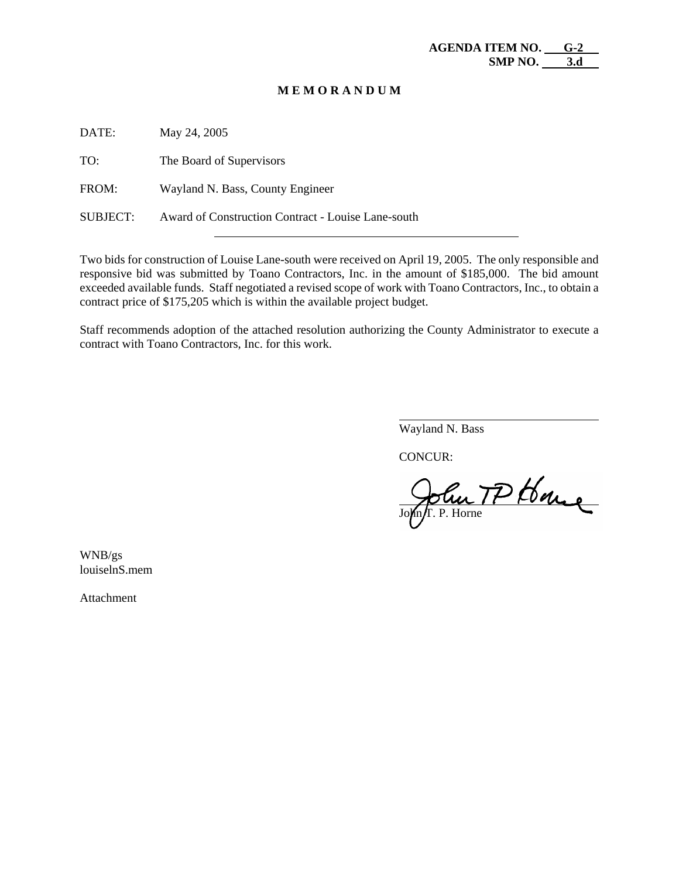**AGENDA ITEM NO. G-2**
**SMP NO. 3.d**

**M E M O R A N D U M**

DATE: May 24, 2005

TO: The Board of Supervisors

FROM: Wayland N. Bass, County Engineer

SUBJECT: Award of Construction Contract - Louise Lane-south

---

Two bids for construction of Louise Lane-south were received on April 19, 2005. The only responsible and responsive bid was submitted by Toano Contractors, Inc. in the amount of $185,000. The bid amount exceeded available funds. Staff negotiated a revised scope of work with Toano Contractors, Inc., to obtain a contract price of $175,205 which is within the available project budget.

Staff recommends adoption of the attached resolution authorizing the County Administrator to execute a contract with Toano Contractors, Inc. for this work.

Wayland N. Bass

CONCUR:

John T. P. Horne

WNB/gs
louiselnS.mem

Attachment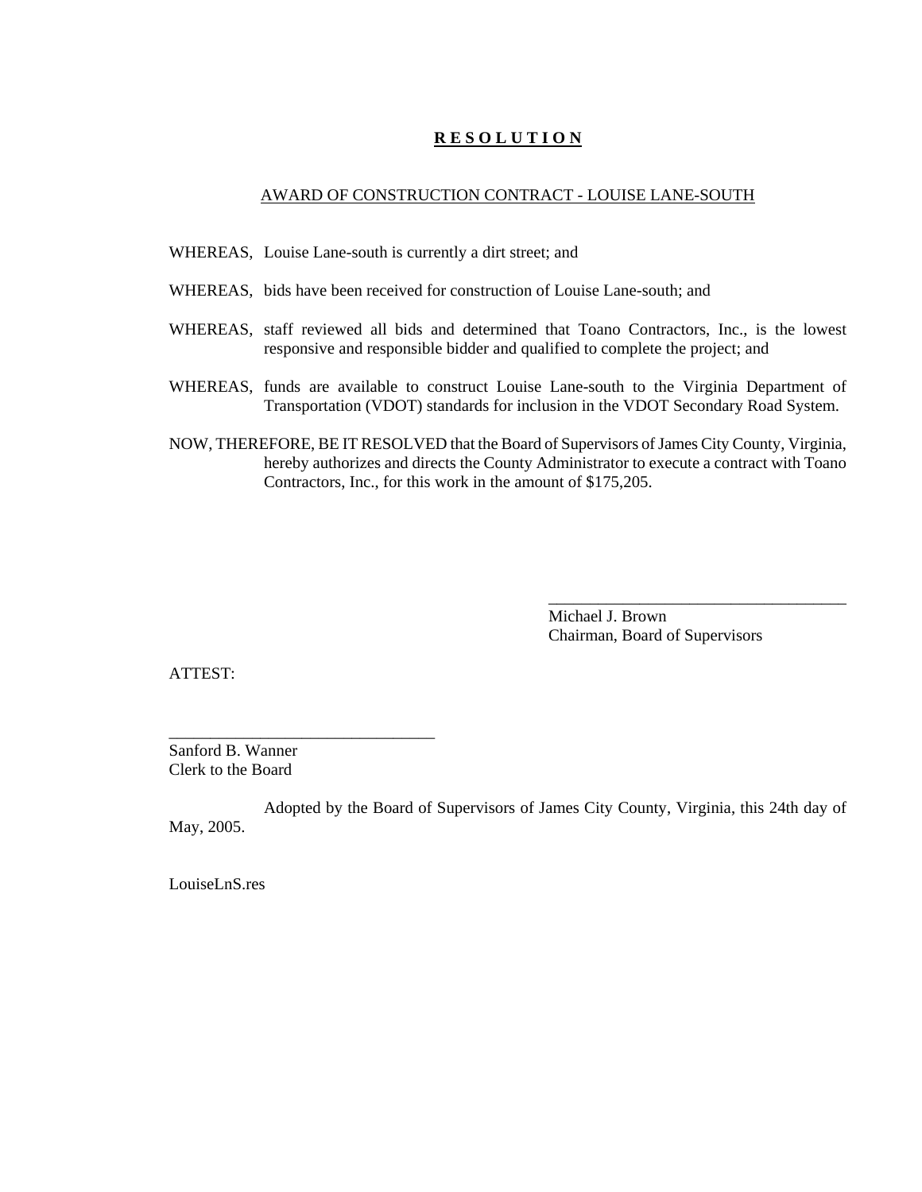# **R E S O L U T I O N**

AWARD OF CONSTRUCTION CONTRACT - LOUISE LANE-SOUTH

WHEREAS, Louise Lane-south is currently a dirt street; and

WHEREAS, bids have been received for construction of Louise Lane-south; and

WHEREAS, staff reviewed all bids and determined that Toano Contractors, Inc., is the lowest responsive and responsible bidder and qualified to complete the project; and

WHEREAS, funds are available to construct Louise Lane-south to the Virginia Department of Transportation (VDOT) standards for inclusion in the VDOT Secondary Road System.

NOW, THEREFORE, BE IT RESOLVED that the Board of Supervisors of James City County, Virginia, hereby authorizes and directs the County Administrator to execute a contract with Toano Contractors, Inc., for this work in the amount of $175,205.

_____________________________________
Michael J. Brown
Chairman, Board of Supervisors

ATTEST:

________________________________
Sanford B. Wanner
Clerk to the Board

Adopted by the Board of Supervisors of James City County, Virginia, this 24th day of May, 2005.

LouiseLnS.res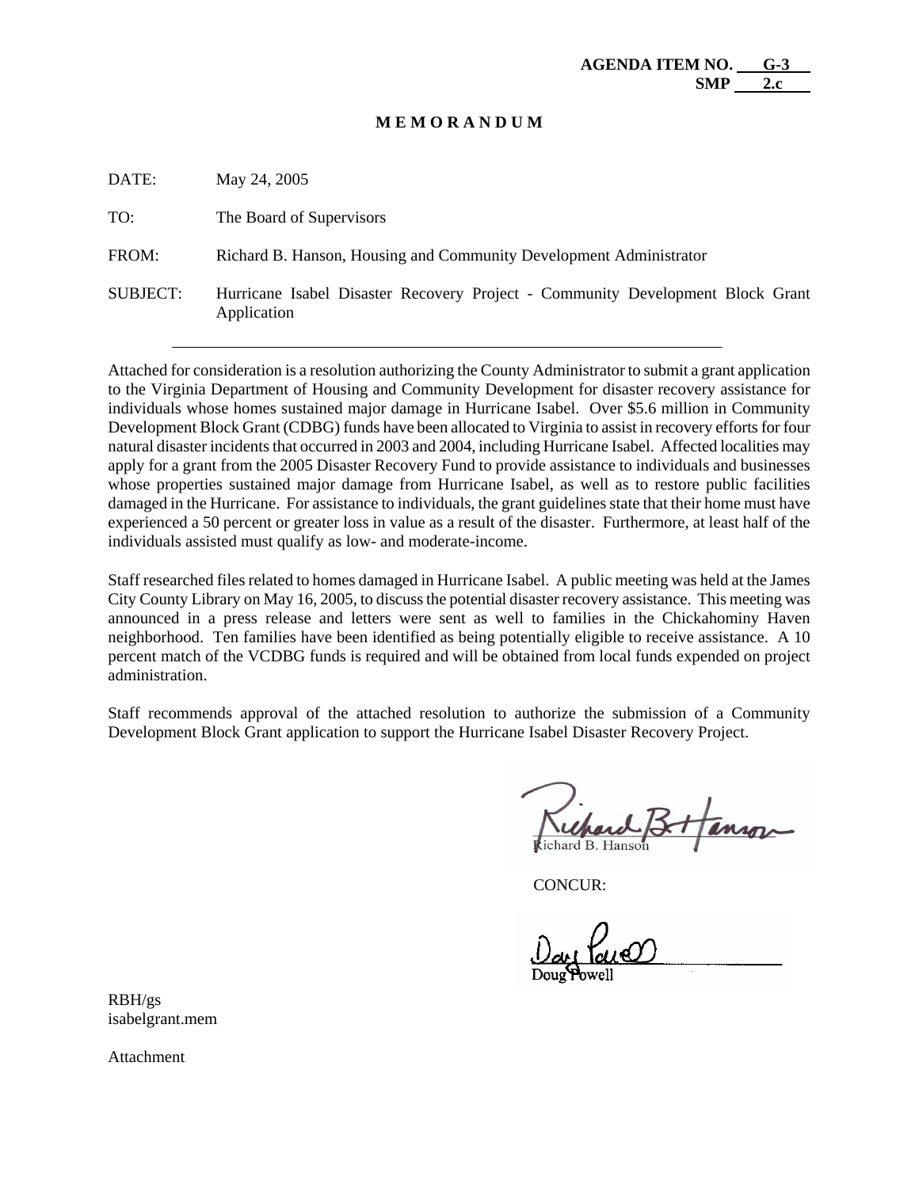**AGENDA ITEM NO. G-3**
**SMP 2.c**

# M E M O R A N D U M

DATE: May 24, 2005

TO: The Board of Supervisors

FROM: Richard B. Hanson, Housing and Community Development Administrator

SUBJECT: Hurricane Isabel Disaster Recovery Project - Community Development Block Grant Application

---

Attached for consideration is a resolution authorizing the County Administrator to submit a grant application to the Virginia Department of Housing and Community Development for disaster recovery assistance for individuals whose homes sustained major damage in Hurricane Isabel. Over $5.6 million in Community Development Block Grant (CDBG) funds have been allocated to Virginia to assist in recovery efforts for four natural disaster incidents that occurred in 2003 and 2004, including Hurricane Isabel. Affected localities may apply for a grant from the 2005 Disaster Recovery Fund to provide assistance to individuals and businesses whose properties sustained major damage from Hurricane Isabel, as well as to restore public facilities damaged in the Hurricane. For assistance to individuals, the grant guidelines state that their home must have experienced a 50 percent or greater loss in value as a result of the disaster. Furthermore, at least half of the individuals assisted must qualify as low- and moderate-income.

Staff researched files related to homes damaged in Hurricane Isabel. A public meeting was held at the James City County Library on May 16, 2005, to discuss the potential disaster recovery assistance. This meeting was announced in a press release and letters were sent as well to families in the Chickahominy Haven neighborhood. Ten families have been identified as being potentially eligible to receive assistance. A 10 percent match of the VCDBG funds is required and will be obtained from local funds expended on project administration.

Staff recommends approval of the attached resolution to authorize the submission of a Community Development Block Grant application to support the Hurricane Isabel Disaster Recovery Project.

Richard B. Hanson

CONCUR:

Doug Powell

RBH/gs
isabelgrant.mem

Attachment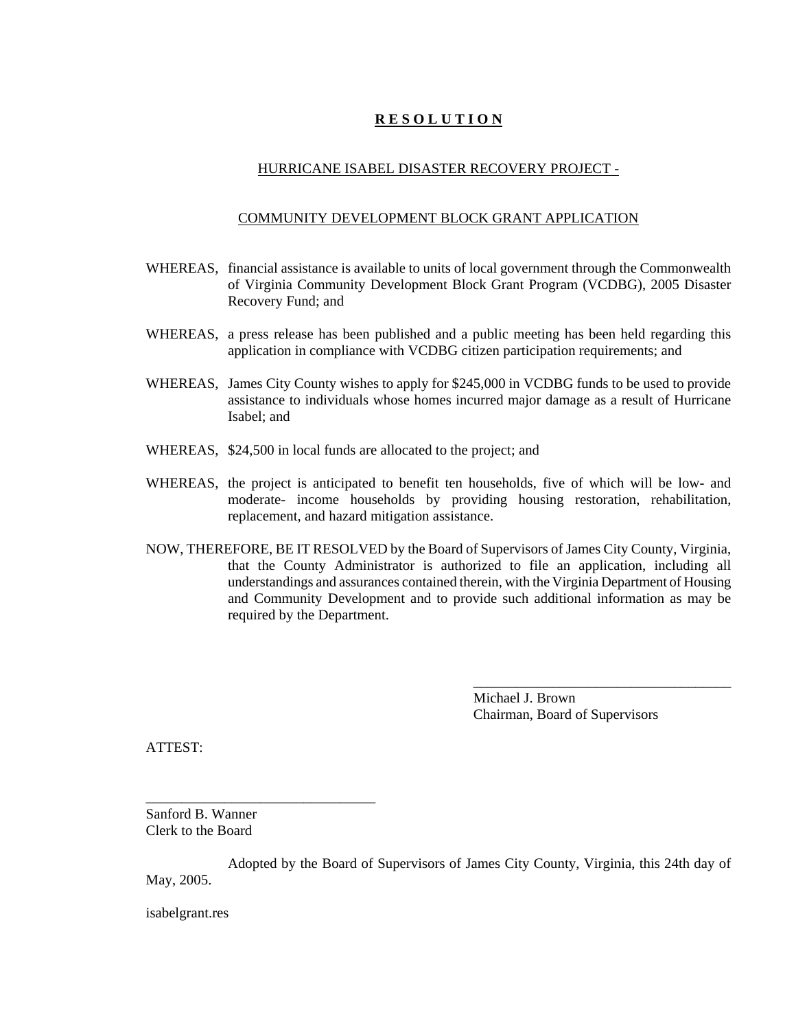# **R E S O L U T I O N**

## HURRICANE ISABEL DISASTER RECOVERY PROJECT -

## COMMUNITY DEVELOPMENT BLOCK GRANT APPLICATION

WHEREAS, financial assistance is available to units of local government through the Commonwealth of Virginia Community Development Block Grant Program (VCDBG), 2005 Disaster Recovery Fund; and

WHEREAS, a press release has been published and a public meeting has been held regarding this application in compliance with VCDBG citizen participation requirements; and

WHEREAS, James City County wishes to apply for $245,000 in VCDBG funds to be used to provide assistance to individuals whose homes incurred major damage as a result of Hurricane Isabel; and

WHEREAS, $24,500 in local funds are allocated to the project; and

WHEREAS, the project is anticipated to benefit ten households, five of which will be low- and moderate- income households by providing housing restoration, rehabilitation, replacement, and hazard mitigation assistance.

NOW, THEREFORE, BE IT RESOLVED by the Board of Supervisors of James City County, Virginia, that the County Administrator is authorized to file an application, including all understandings and assurances contained therein, with the Virginia Department of Housing and Community Development and to provide such additional information as may be required by the Department.

_____________________________________
Michael J. Brown
Chairman, Board of Supervisors

ATTEST:

_________________________________
Sanford B. Wanner
Clerk to the Board

Adopted by the Board of Supervisors of James City County, Virginia, this 24th day of May, 2005.

isabelgrant.res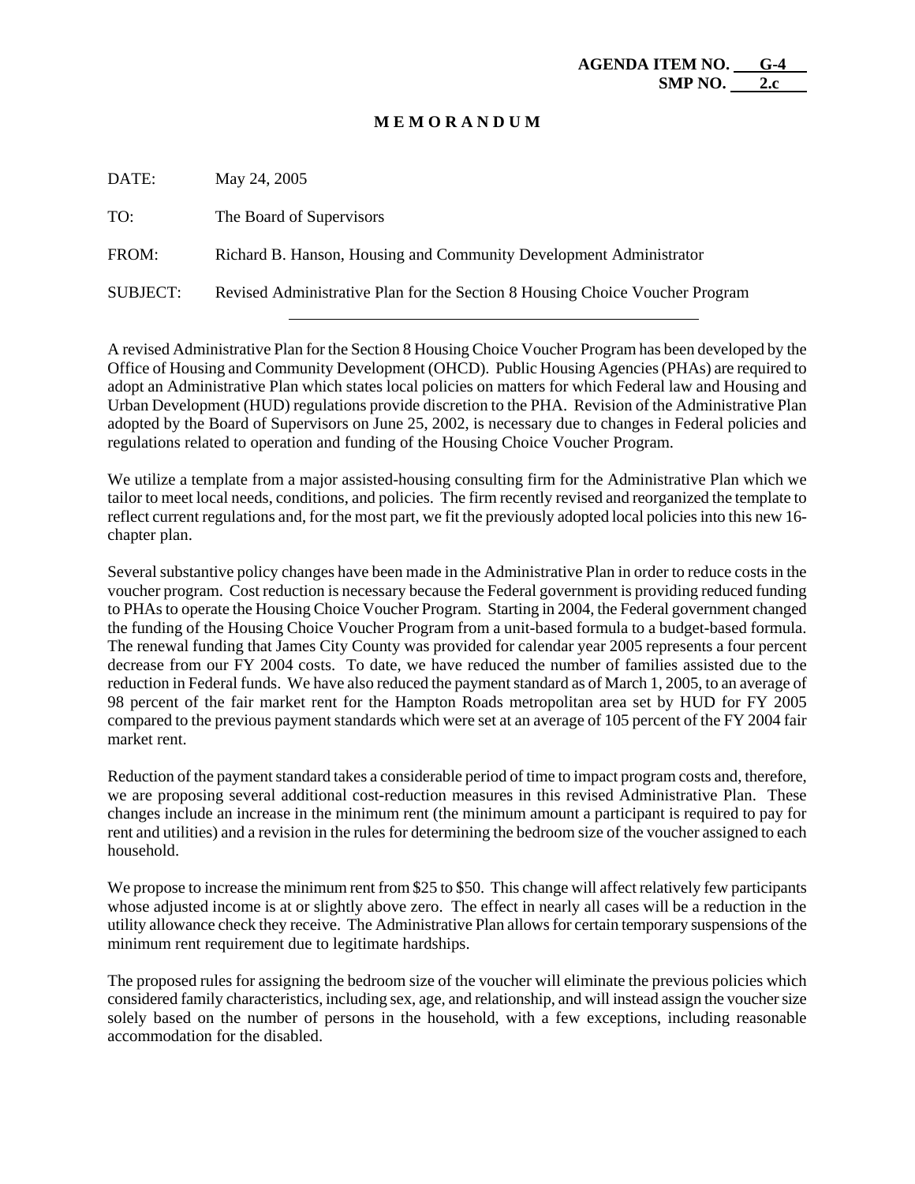**AGENDA ITEM NO. G-4**
**SMP NO. 2.c**

# MEMORANDUM

DATE: May 24, 2005

TO: The Board of Supervisors

FROM: Richard B. Hanson, Housing and Community Development Administrator

SUBJECT: Revised Administrative Plan for the Section 8 Housing Choice Voucher Program

---

A revised Administrative Plan for the Section 8 Housing Choice Voucher Program has been developed by the Office of Housing and Community Development (OHCD). Public Housing Agencies (PHAs) are required to adopt an Administrative Plan which states local policies on matters for which Federal law and Housing and Urban Development (HUD) regulations provide discretion to the PHA. Revision of the Administrative Plan adopted by the Board of Supervisors on June 25, 2002, is necessary due to changes in Federal policies and regulations related to operation and funding of the Housing Choice Voucher Program.

We utilize a template from a major assisted-housing consulting firm for the Administrative Plan which we tailor to meet local needs, conditions, and policies. The firm recently revised and reorganized the template to reflect current regulations and, for the most part, we fit the previously adopted local policies into this new 16-chapter plan.

Several substantive policy changes have been made in the Administrative Plan in order to reduce costs in the voucher program. Cost reduction is necessary because the Federal government is providing reduced funding to PHAs to operate the Housing Choice Voucher Program. Starting in 2004, the Federal government changed the funding of the Housing Choice Voucher Program from a unit-based formula to a budget-based formula. The renewal funding that James City County was provided for calendar year 2005 represents a four percent decrease from our FY 2004 costs. To date, we have reduced the number of families assisted due to the reduction in Federal funds. We have also reduced the payment standard as of March 1, 2005, to an average of 98 percent of the fair market rent for the Hampton Roads metropolitan area set by HUD for FY 2005 compared to the previous payment standards which were set at an average of 105 percent of the FY 2004 fair market rent.

Reduction of the payment standard takes a considerable period of time to impact program costs and, therefore, we are proposing several additional cost-reduction measures in this revised Administrative Plan. These changes include an increase in the minimum rent (the minimum amount a participant is required to pay for rent and utilities) and a revision in the rules for determining the bedroom size of the voucher assigned to each household.

We propose to increase the minimum rent from $25 to $50. This change will affect relatively few participants whose adjusted income is at or slightly above zero. The effect in nearly all cases will be a reduction in the utility allowance check they receive. The Administrative Plan allows for certain temporary suspensions of the minimum rent requirement due to legitimate hardships.

The proposed rules for assigning the bedroom size of the voucher will eliminate the previous policies which considered family characteristics, including sex, age, and relationship, and will instead assign the voucher size solely based on the number of persons in the household, with a few exceptions, including reasonable accommodation for the disabled.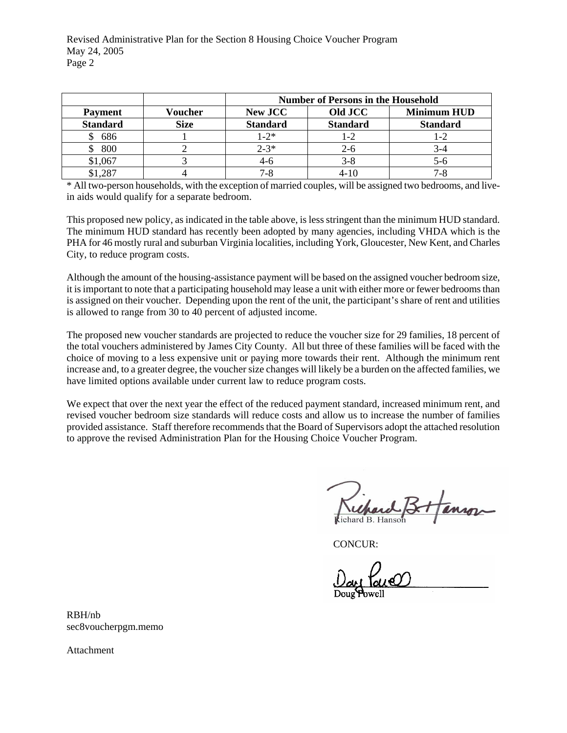|  |  | Number of Persons in the Household |  |  |
|---|---|---|---|---|
| Payment Standard | Voucher Size | New JCC Standard | Old JCC Standard | Minimum HUD Standard |
| $ 686 | 1 | 1-2* | 1-2 | 1-2 |
| $ 800 | 2 | 2-3* | 2-6 | 3-4 |
| $1,067 | 3 | 4-6 | 3-8 | 5-6 |
| $1,287 | 4 | 7-8 | 4-10 | 7-8 |

* All two-person households, with the exception of married couples, will be assigned two bedrooms, and live-in aids would qualify for a separate bedroom.

This proposed new policy, as indicated in the table above, is less stringent than the minimum HUD standard. The minimum HUD standard has recently been adopted by many agencies, including VHDA which is the PHA for 46 mostly rural and suburban Virginia localities, including York, Gloucester, New Kent, and Charles City, to reduce program costs.

Although the amount of the housing-assistance payment will be based on the assigned voucher bedroom size, it is important to note that a participating household may lease a unit with either more or fewer bedrooms than is assigned on their voucher. Depending upon the rent of the unit, the participant's share of rent and utilities is allowed to range from 30 to 40 percent of adjusted income.

The proposed new voucher standards are projected to reduce the voucher size for 29 families, 18 percent of the total vouchers administered by James City County. All but three of these families will be faced with the choice of moving to a less expensive unit or paying more towards their rent. Although the minimum rent increase and, to a greater degree, the voucher size changes will likely be a burden on the affected families, we have limited options available under current law to reduce program costs.

We expect that over the next year the effect of the reduced payment standard, increased minimum rent, and revised voucher bedroom size standards will reduce costs and allow us to increase the number of families provided assistance. Staff therefore recommends that the Board of Supervisors adopt the attached resolution to approve the revised Administration Plan for the Housing Choice Voucher Program.

Richard B. Hanson

CONCUR:

Doug Powell

RBH/nb
sec8voucherpgm.memo

Attachment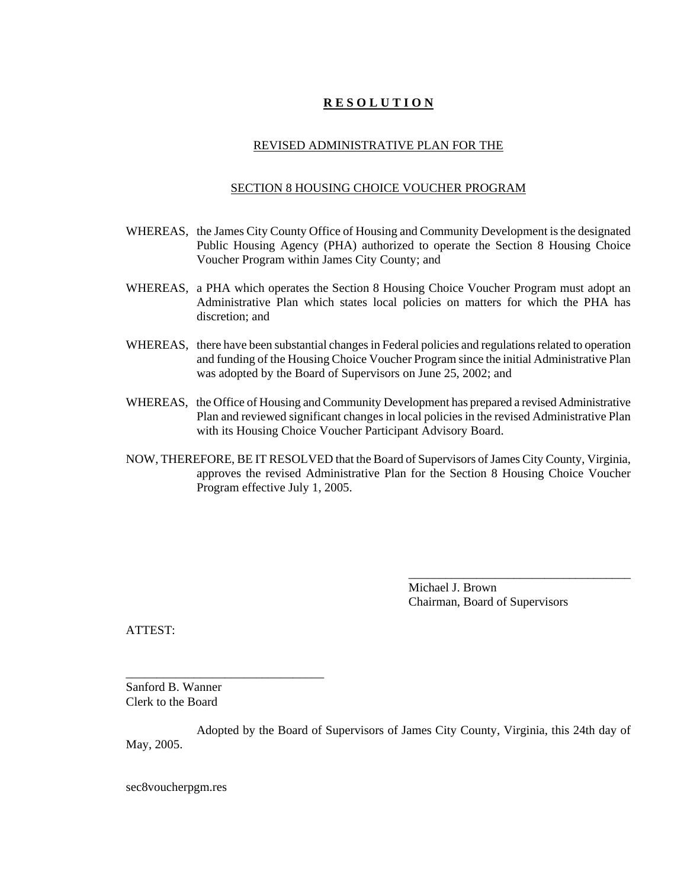# **R E S O L U T I O N**

## REVISED ADMINISTRATIVE PLAN FOR THE

## SECTION 8 HOUSING CHOICE VOUCHER PROGRAM

WHEREAS, the James City County Office of Housing and Community Development is the designated Public Housing Agency (PHA) authorized to operate the Section 8 Housing Choice Voucher Program within James City County; and

WHEREAS, a PHA which operates the Section 8 Housing Choice Voucher Program must adopt an Administrative Plan which states local policies on matters for which the PHA has discretion; and

WHEREAS, there have been substantial changes in Federal policies and regulations related to operation and funding of the Housing Choice Voucher Program since the initial Administrative Plan was adopted by the Board of Supervisors on June 25, 2002; and

WHEREAS, the Office of Housing and Community Development has prepared a revised Administrative Plan and reviewed significant changes in local policies in the revised Administrative Plan with its Housing Choice Voucher Participant Advisory Board.

NOW, THEREFORE, BE IT RESOLVED that the Board of Supervisors of James City County, Virginia, approves the revised Administrative Plan for the Section 8 Housing Choice Voucher Program effective July 1, 2005.

_____________________________________
Michael J. Brown
Chairman, Board of Supervisors

ATTEST:

________________________________
Sanford B. Wanner
Clerk to the Board

Adopted by the Board of Supervisors of James City County, Virginia, this 24th day of May, 2005.

sec8voucherpgm.res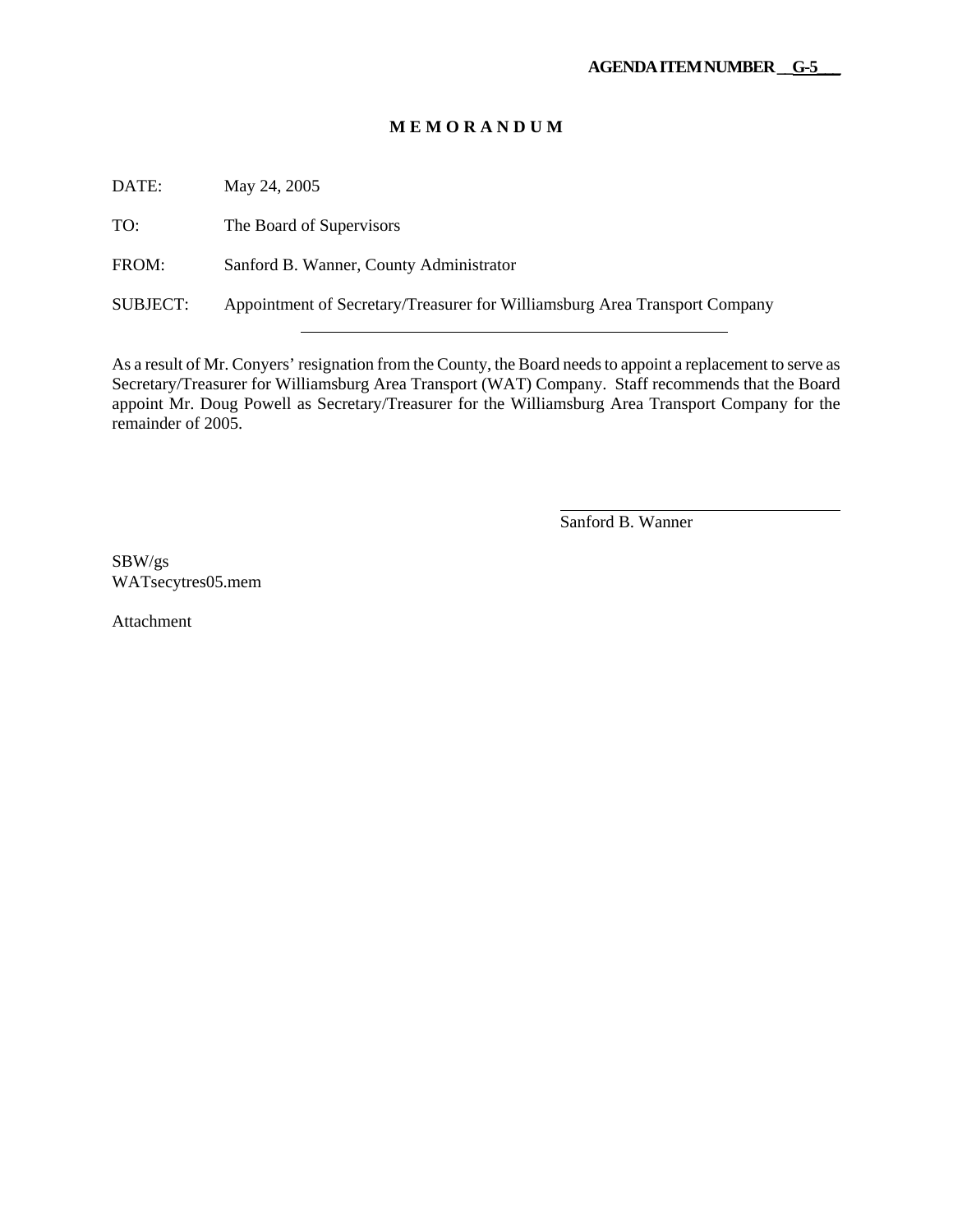**AGENDA ITEM NUMBER \_G-5\_\_**

# M E M O R A N D U M

DATE: May 24, 2005

TO: The Board of Supervisors

FROM: Sanford B. Wanner, County Administrator

SUBJECT: Appointment of Secretary/Treasurer for Williamsburg Area Transport Company

---

As a result of Mr. Conyers' resignation from the County, the Board needs to appoint a replacement to serve as Secretary/Treasurer for Williamsburg Area Transport (WAT) Company. Staff recommends that the Board appoint Mr. Doug Powell as Secretary/Treasurer for the Williamsburg Area Transport Company for the remainder of 2005.

Sanford B. Wanner

SBW/gs
WATsecytres05.mem

Attachment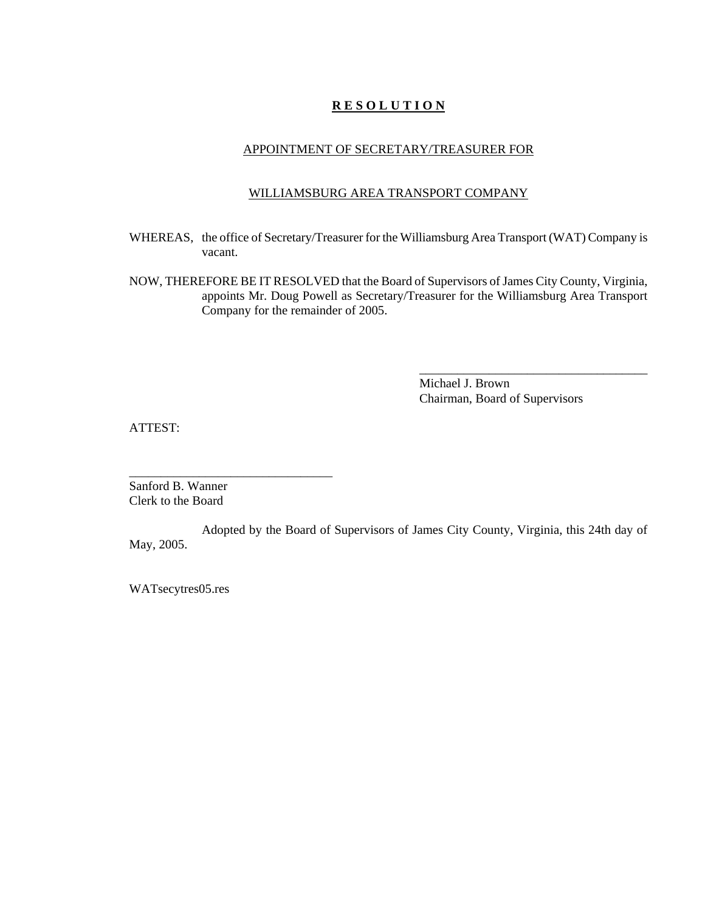**R E S O L U T I O N**

APPOINTMENT OF SECRETARY/TREASURER FOR

WILLIAMSBURG AREA TRANSPORT COMPANY

WHEREAS, the office of Secretary/Treasurer for the Williamsburg Area Transport (WAT) Company is vacant.

NOW, THEREFORE BE IT RESOLVED that the Board of Supervisors of James City County, Virginia, appoints Mr. Doug Powell as Secretary/Treasurer for the Williamsburg Area Transport Company for the remainder of 2005.

\_\_\_\_\_\_\_\_\_\_\_\_\_\_\_\_\_\_\_\_\_\_\_\_\_\_\_\_\_\_\_\_\_\_\_\_\_\_
Michael J. Brown
Chairman, Board of Supervisors

ATTEST:

\_\_\_\_\_\_\_\_\_\_\_\_\_\_\_\_\_\_\_\_\_\_\_\_\_\_\_\_\_\_\_\_\_\_
Sanford B. Wanner
Clerk to the Board

Adopted by the Board of Supervisors of James City County, Virginia, this 24th day of May, 2005.

WATsecytres05.res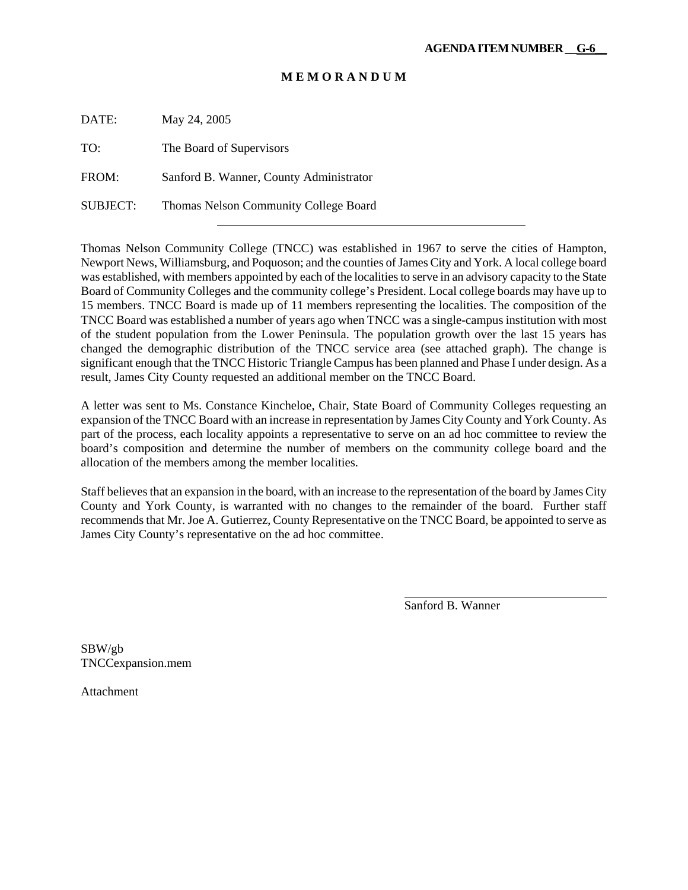**AGENDA ITEM NUMBER G-6**

# M E M O R A N D U M

DATE: May 24, 2005

TO: The Board of Supervisors

FROM: Sanford B. Wanner, County Administrator

SUBJECT: Thomas Nelson Community College Board

---

Thomas Nelson Community College (TNCC) was established in 1967 to serve the cities of Hampton, Newport News, Williamsburg, and Poquoson; and the counties of James City and York. A local college board was established, with members appointed by each of the localities to serve in an advisory capacity to the State Board of Community Colleges and the community college's President. Local college boards may have up to 15 members. TNCC Board is made up of 11 members representing the localities. The composition of the TNCC Board was established a number of years ago when TNCC was a single-campus institution with most of the student population from the Lower Peninsula. The population growth over the last 15 years has changed the demographic distribution of the TNCC service area (see attached graph). The change is significant enough that the TNCC Historic Triangle Campus has been planned and Phase I under design. As a result, James City County requested an additional member on the TNCC Board.

A letter was sent to Ms. Constance Kincheloe, Chair, State Board of Community Colleges requesting an expansion of the TNCC Board with an increase in representation by James City County and York County. As part of the process, each locality appoints a representative to serve on an ad hoc committee to review the board's composition and determine the number of members on the community college board and the allocation of the members among the member localities.

Staff believes that an expansion in the board, with an increase to the representation of the board by James City County and York County, is warranted with no changes to the remainder of the board. Further staff recommends that Mr. Joe A. Gutierrez, County Representative on the TNCC Board, be appointed to serve as James City County's representative on the ad hoc committee.

Sanford B. Wanner

SBW/gb
TNCCexpansion.mem

Attachment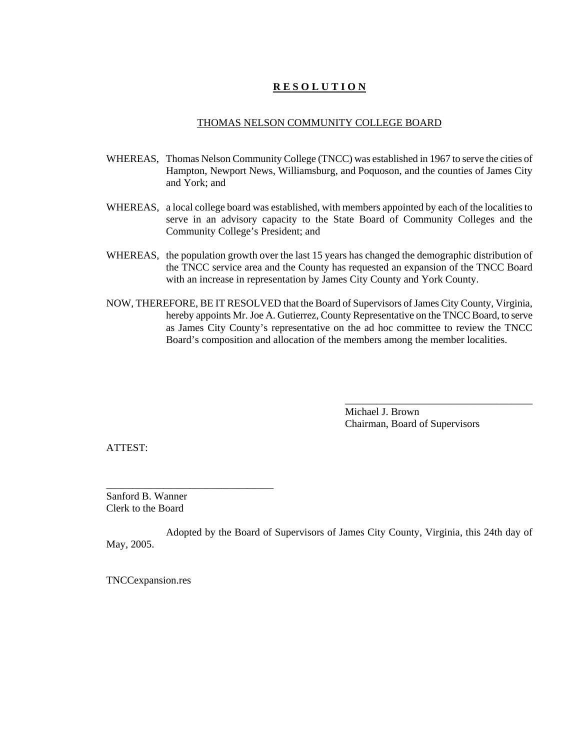# **R E S O L U T I O N**

THOMAS NELSON COMMUNITY COLLEGE BOARD

WHEREAS, Thomas Nelson Community College (TNCC) was established in 1967 to serve the cities of Hampton, Newport News, Williamsburg, and Poquoson, and the counties of James City and York; and

WHEREAS, a local college board was established, with members appointed by each of the localities to serve in an advisory capacity to the State Board of Community Colleges and the Community College's President; and

WHEREAS, the population growth over the last 15 years has changed the demographic distribution of the TNCC service area and the County has requested an expansion of the TNCC Board with an increase in representation by James City County and York County.

NOW, THEREFORE, BE IT RESOLVED that the Board of Supervisors of James City County, Virginia, hereby appoints Mr. Joe A. Gutierrez, County Representative on the TNCC Board, to serve as James City County's representative on the ad hoc committee to review the TNCC Board's composition and allocation of the members among the member localities.

\_\_\_\_\_\_\_\_\_\_\_\_\_\_\_\_\_\_\_\_\_\_\_\_\_\_\_\_\_\_\_\_\_\_\_\_\_\_
Michael J. Brown
Chairman, Board of Supervisors

ATTEST:

\_\_\_\_\_\_\_\_\_\_\_\_\_\_\_\_\_\_\_\_\_\_\_\_\_\_\_\_\_\_\_\_\_\_\_\_
Sanford B. Wanner
Clerk to the Board

Adopted by the Board of Supervisors of James City County, Virginia, this 24th day of May, 2005.

TNCCexpansion.res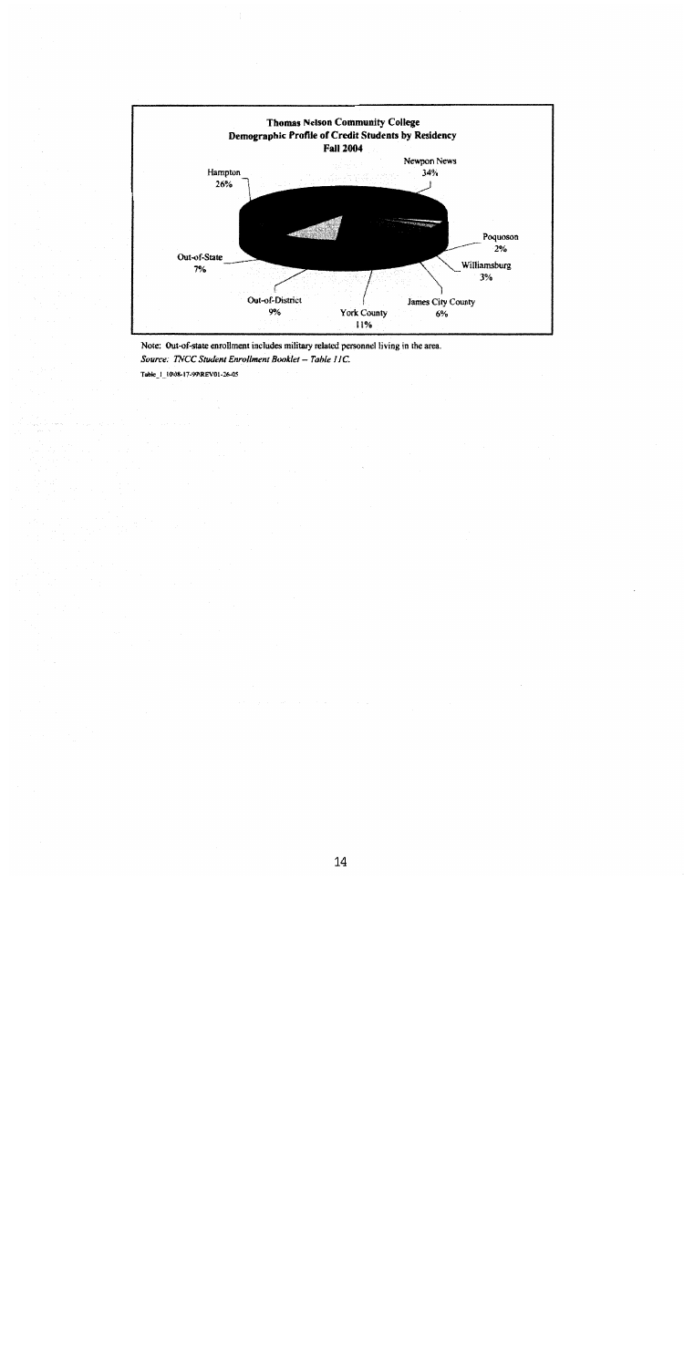**Thomas Nelson Community College**
**Demographic Profile of Credit Students by Residency**
**Fall 2004**

Newpon News 34%

Hampton 26%

Poquoson 2%

Williamsburg 3%

James City County 6%

York County 11%

Out-of-District 9%

Out-of-State 7%

Note: Out-of-state enrollment includes military related personnel living in the area.

*Source: TNCC Student Enrollment Booklet – Table 11C.*

Table_1_10\08-17-99\REV01-26-05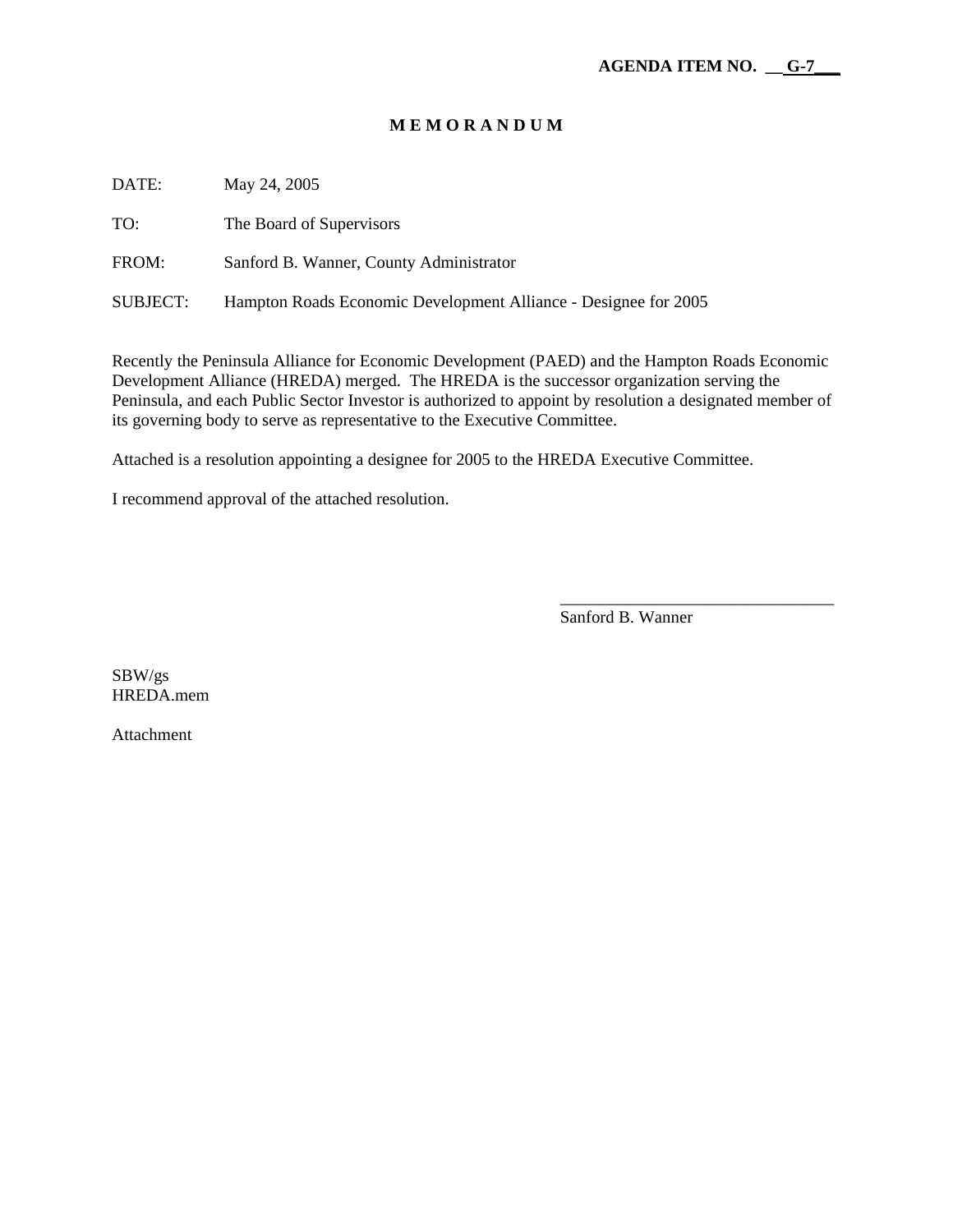**AGENDA ITEM NO. G-7**

**M E M O R A N D U M**

DATE: May 24, 2005

TO: The Board of Supervisors

FROM: Sanford B. Wanner, County Administrator

SUBJECT: Hampton Roads Economic Development Alliance - Designee for 2005

Recently the Peninsula Alliance for Economic Development (PAED) and the Hampton Roads Economic Development Alliance (HREDA) merged. The HREDA is the successor organization serving the Peninsula, and each Public Sector Investor is authorized to appoint by resolution a designated member of its governing body to serve as representative to the Executive Committee.

Attached is a resolution appointing a designee for 2005 to the HREDA Executive Committee.

I recommend approval of the attached resolution.

_________________________________
Sanford B. Wanner

SBW/gs
HREDA.mem

Attachment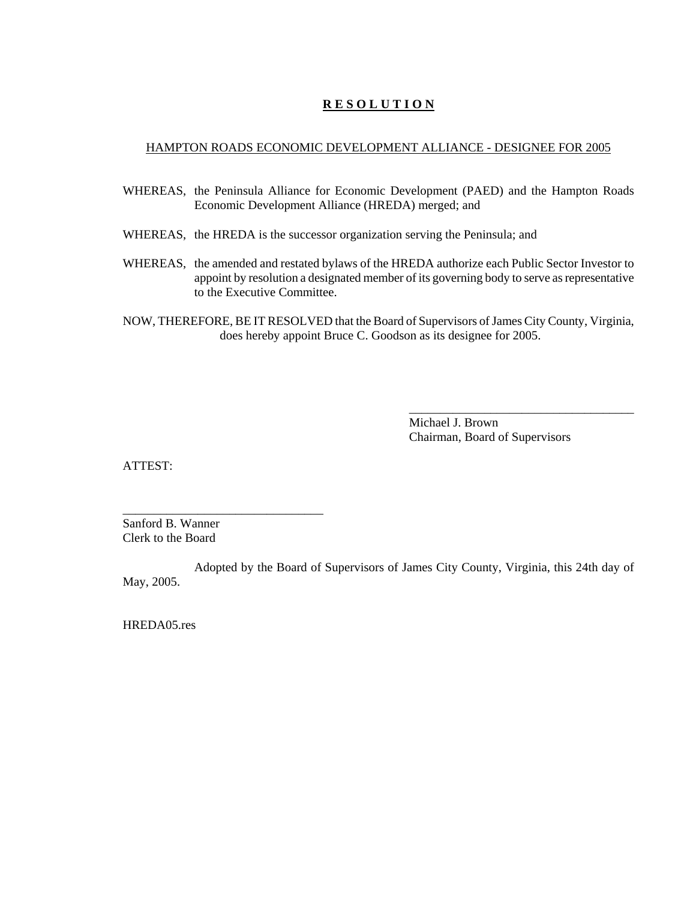**<u>R E S O L U T I O N</u>**

<u>HAMPTON ROADS ECONOMIC DEVELOPMENT ALLIANCE - DESIGNEE FOR 2005</u>

WHEREAS, the Peninsula Alliance for Economic Development (PAED) and the Hampton Roads Economic Development Alliance (HREDA) merged; and

WHEREAS, the HREDA is the successor organization serving the Peninsula; and

WHEREAS, the amended and restated bylaws of the HREDA authorize each Public Sector Investor to appoint by resolution a designated member of its governing body to serve as representative to the Executive Committee.

NOW, THEREFORE, BE IT RESOLVED that the Board of Supervisors of James City County, Virginia, does hereby appoint Bruce C. Goodson as its designee for 2005.

_____________________________________
Michael J. Brown
Chairman, Board of Supervisors

ATTEST:

________________________________
Sanford B. Wanner
Clerk to the Board

Adopted by the Board of Supervisors of James City County, Virginia, this 24th day of May, 2005.

HREDA05.res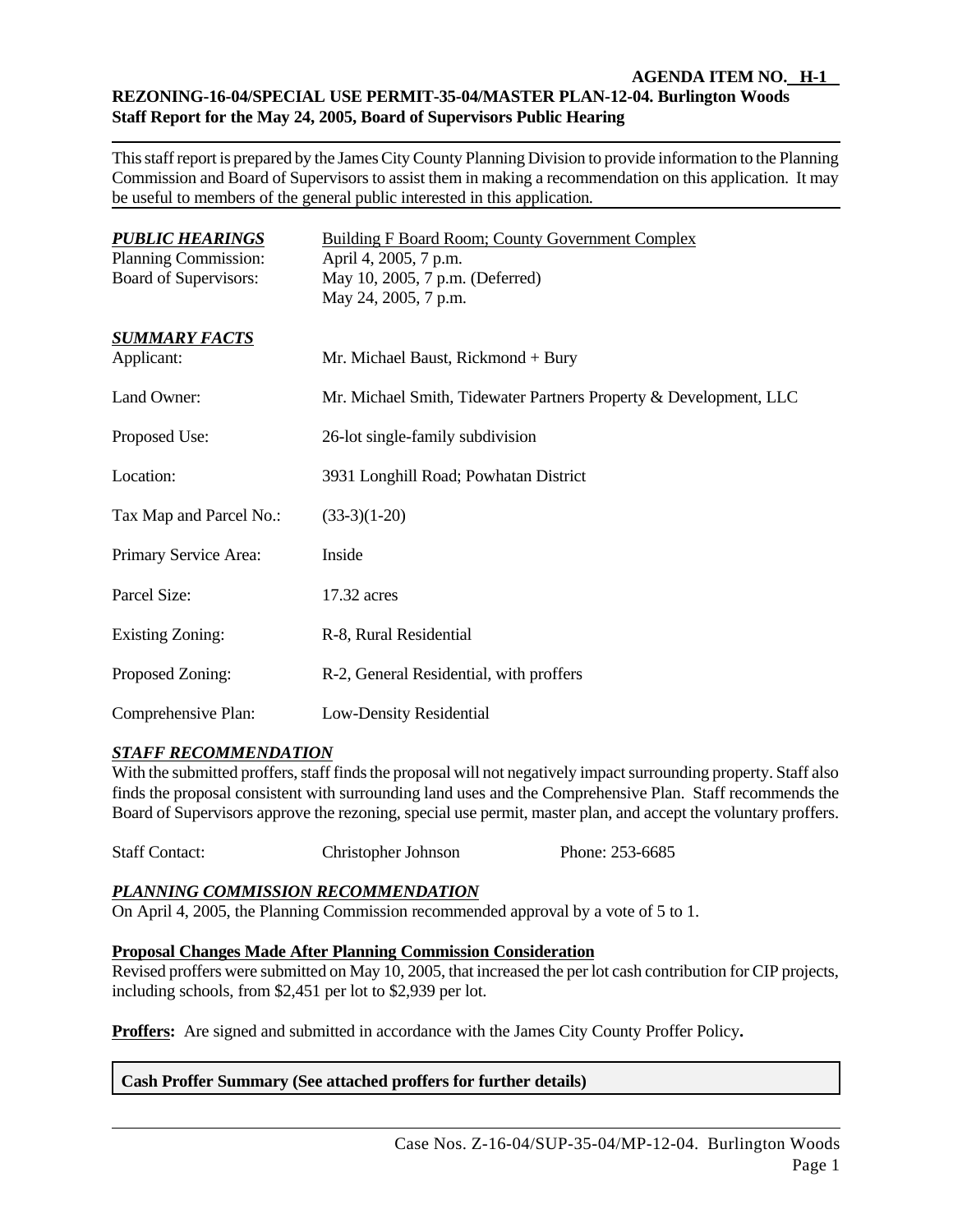**AGENDA ITEM NO. H-1**

**REZONING-16-04/SPECIAL USE PERMIT-35-04/MASTER PLAN-12-04. Burlington Woods**
**Staff Report for the May 24, 2005, Board of Supervisors Public Hearing**

This staff report is prepared by the James City County Planning Division to provide information to the Planning Commission and Board of Supervisors to assist them in making a recommendation on this application. It may be useful to members of the general public interested in this application.

| ***PUBLIC HEARINGS*** | Building F Board Room; County Government Complex |
|---|---|
| Planning Commission: | April 4, 2005, 7 p.m. |
| Board of Supervisors: | May 10, 2005, 7 p.m. (Deferred) |
| | May 24, 2005, 7 p.m. |

***SUMMARY FACTS***

| | |
|---|---|
| Applicant: | Mr. Michael Baust, Rickmond + Bury |
| Land Owner: | Mr. Michael Smith, Tidewater Partners Property & Development, LLC |
| Proposed Use: | 26-lot single-family subdivision |
| Location: | 3931 Longhill Road; Powhatan District |
| Tax Map and Parcel No.: | (33-3)(1-20) |
| Primary Service Area: | Inside |
| Parcel Size: | 17.32 acres |
| Existing Zoning: | R-8, Rural Residential |
| Proposed Zoning: | R-2, General Residential, with proffers |
| Comprehensive Plan: | Low-Density Residential |

***STAFF RECOMMENDATION***

With the submitted proffers, staff finds the proposal will not negatively impact surrounding property. Staff also finds the proposal consistent with surrounding land uses and the Comprehensive Plan. Staff recommends the Board of Supervisors approve the rezoning, special use permit, master plan, and accept the voluntary proffers.

Staff Contact: Christopher Johnson Phone: 253-6685

***PLANNING COMMISSION RECOMMENDATION***

On April 4, 2005, the Planning Commission recommended approval by a vote of 5 to 1.

**Proposal Changes Made After Planning Commission Consideration**

Revised proffers were submitted on May 10, 2005, that increased the per lot cash contribution for CIP projects, including schools, from $2,451 per lot to $2,939 per lot.

**Proffers:** Are signed and submitted in accordance with the James City County Proffer Policy**.**

**Cash Proffer Summary (See attached proffers for further details)**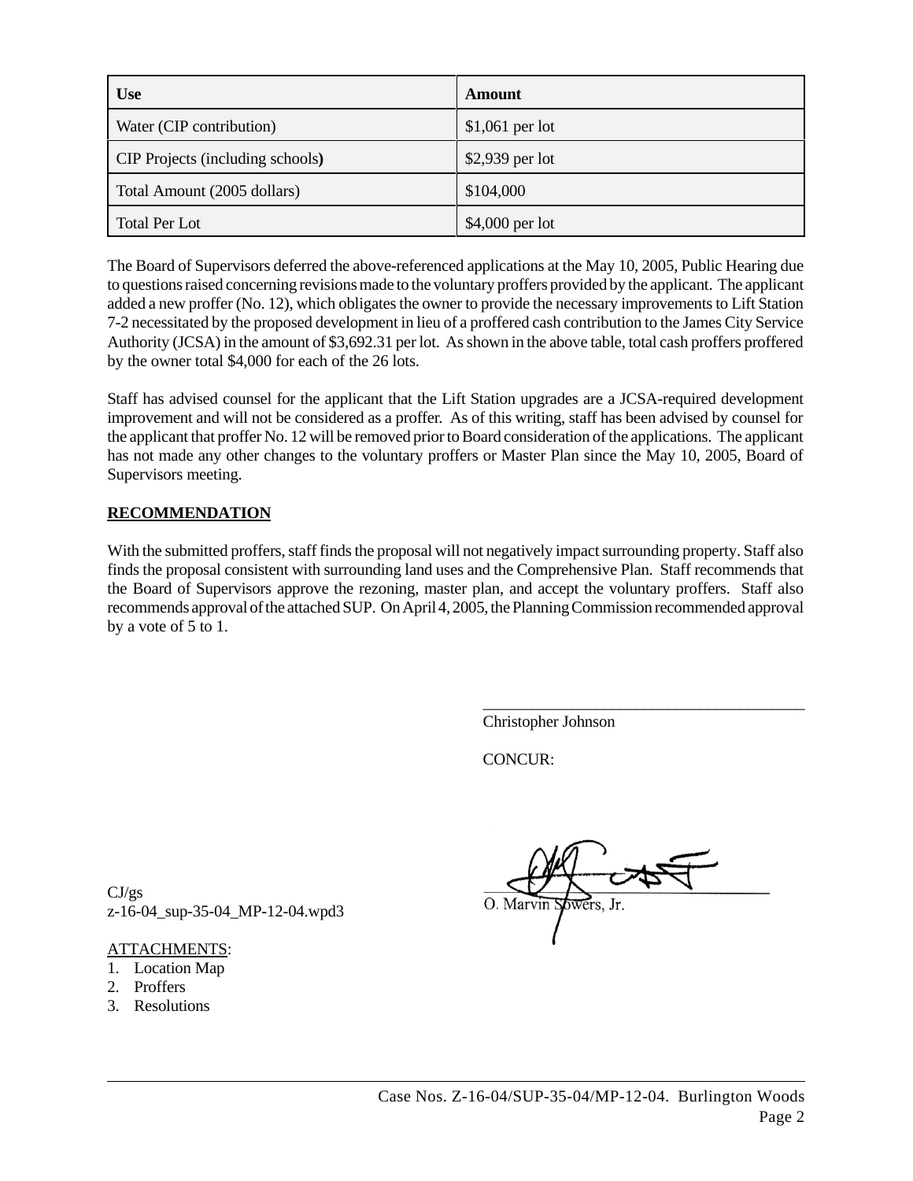| Use | Amount |
|---|---|
| Water (CIP contribution) | $1,061 per lot |
| CIP Projects (including schools) | $2,939 per lot |
| Total Amount (2005 dollars) | $104,000 |
| Total Per Lot | $4,000 per lot |

The Board of Supervisors deferred the above-referenced applications at the May 10, 2005, Public Hearing due to questions raised concerning revisions made to the voluntary proffers provided by the applicant. The applicant added a new proffer (No. 12), which obligates the owner to provide the necessary improvements to Lift Station 7-2 necessitated by the proposed development in lieu of a proffered cash contribution to the James City Service Authority (JCSA) in the amount of $3,692.31 per lot. As shown in the above table, total cash proffers proffered by the owner total $4,000 for each of the 26 lots.

Staff has advised counsel for the applicant that the Lift Station upgrades are a JCSA-required development improvement and will not be considered as a proffer. As of this writing, staff has been advised by counsel for the applicant that proffer No. 12 will be removed prior to Board consideration of the applications. The applicant has not made any other changes to the voluntary proffers or Master Plan since the May 10, 2005, Board of Supervisors meeting.

**RECOMMENDATION**

With the submitted proffers, staff finds the proposal will not negatively impact surrounding property. Staff also finds the proposal consistent with surrounding land uses and the Comprehensive Plan. Staff recommends that the Board of Supervisors approve the rezoning, master plan, and accept the voluntary proffers. Staff also recommends approval of the attached SUP. On April 4, 2005, the Planning Commission recommended approval by a vote of 5 to 1.

\_\_\_\_\_\_\_\_\_\_\_\_\_\_\_\_\_\_\_\_\_\_\_\_\_\_\_\_\_\_\_\_\_\_\_\_
Christopher Johnson

CONCUR:

\_\_\_\_\_\_\_\_\_\_\_\_\_\_\_\_\_\_\_\_\_\_\_\_\_\_\_\_\_\_\_\_\_\_\_\_
O. Marvin Sowers, Jr.

CJ/gs
z-16-04_sup-35-04_MP-12-04.wpd3

ATTACHMENTS:

1. Location Map
2. Proffers
3. Resolutions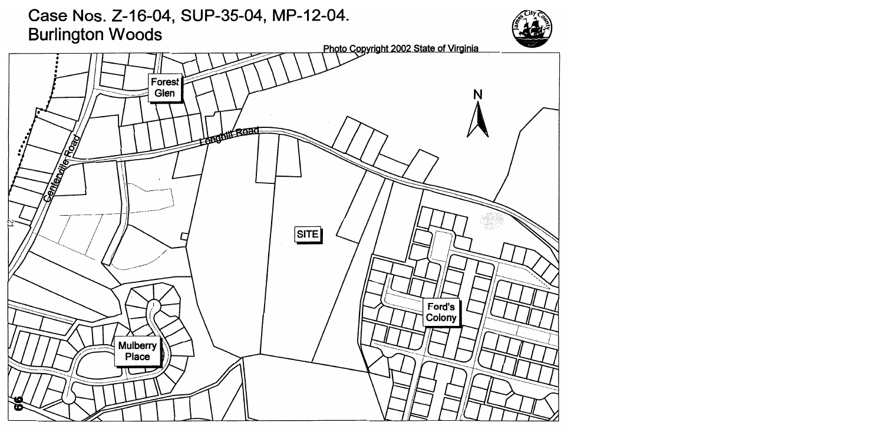# Case Nos. Z-16-04, SUP-35-04, MP-12-04.
# Burlington Woods

Photo Copyright 2002 State of Virginia

N

Forest Glen

Longhill Road

Centerville Road

SITE

Ford's Colony

Mulberry Place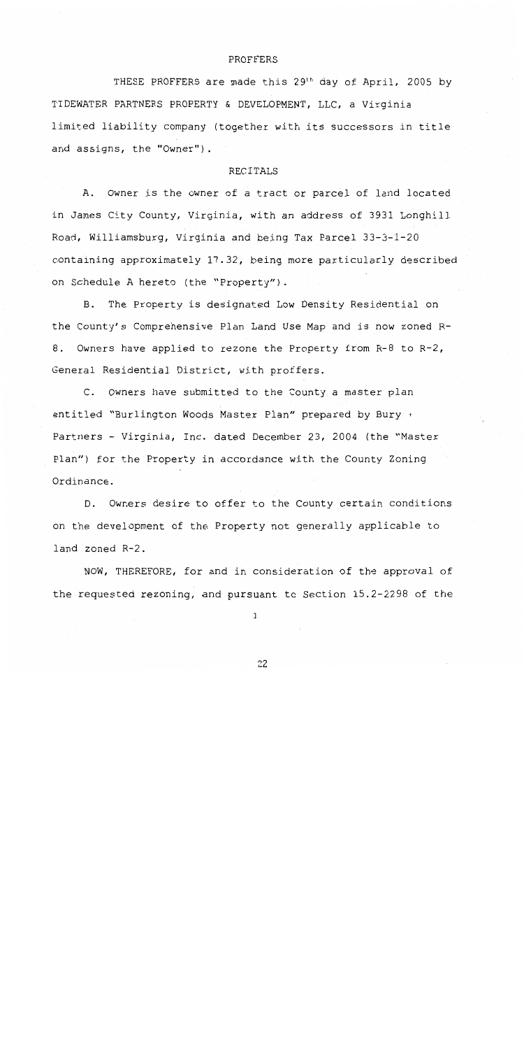# PROFFERS

THESE PROFFERS are made this 29th day of April, 2005 by TIDEWATER PARTNERS PROPERTY & DEVELOPMENT, LLC, a Virginia limited liability company (together with its successors in title and assigns, the "Owner").

## RECITALS

A. Owner is the owner of a tract or parcel of land located in James City County, Virginia, with an address of 3931 Longhill Road, Williamsburg, Virginia and being Tax Parcel 33-3-1-20 containing approximately 17.32, being more particularly described on Schedule A hereto (the "Property").

B. The Property is designated Low Density Residential on the County's Comprehensive Plan Land Use Map and is now zoned R-8. Owners have applied to rezone the Property from R-8 to R-2, General Residential District, with proffers.

C. Owners have submitted to the County a master plan entitled "Burlington Woods Master Plan" prepared by Bury + Partners - Virginia, Inc. dated December 23, 2004 (the "Master Plan") for the Property in accordance with the County Zoning Ordinance.

D. Owners desire to offer to the County certain conditions on the development of the Property not generally applicable to land zoned R-2.

NOW, THEREFORE, for and in consideration of the approval of the requested rezoning, and pursuant to Section 15.2-2298 of the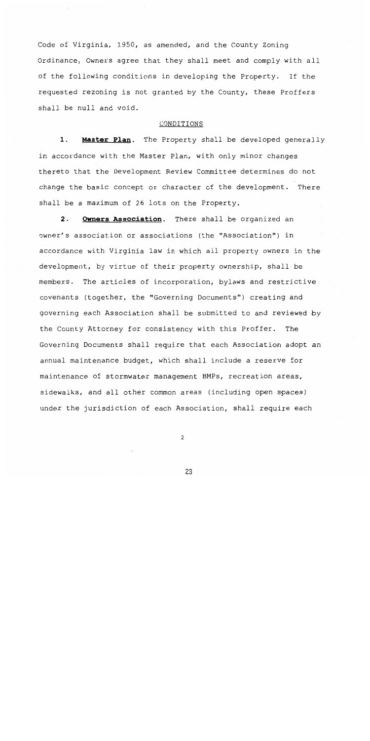Code of Virginia, 1950, as amended, and the County Zoning Ordinance, Owners agree that they shall meet and comply with all of the following conditions in developing the Property. If the requested rezoning is not granted by the County, these Proffers shall be null and void.

CONDITIONS

1. **Master Plan**. The Property shall be developed generally in accordance with the Master Plan, with only minor changes thereto that the Development Review Committee determines do not change the basic concept or character of the development. There shall be a maximum of 26 lots on the Property.

2. **Owners Association**. There shall be organized an owner's association or associations (the "Association") in accordance with Virginia law in which all property owners in the development, by virtue of their property ownership, shall be members. The articles of incorporation, bylaws and restrictive covenants (together, the "Governing Documents") creating and governing each Association shall be submitted to and reviewed by the County Attorney for consistency with this Proffer. The Governing Documents shall require that each Association adopt an annual maintenance budget, which shall include a reserve for maintenance of stormwater management BMPs, recreation areas, sidewalks, and all other common areas (including open spaces) under the jurisdiction of each Association, shall require each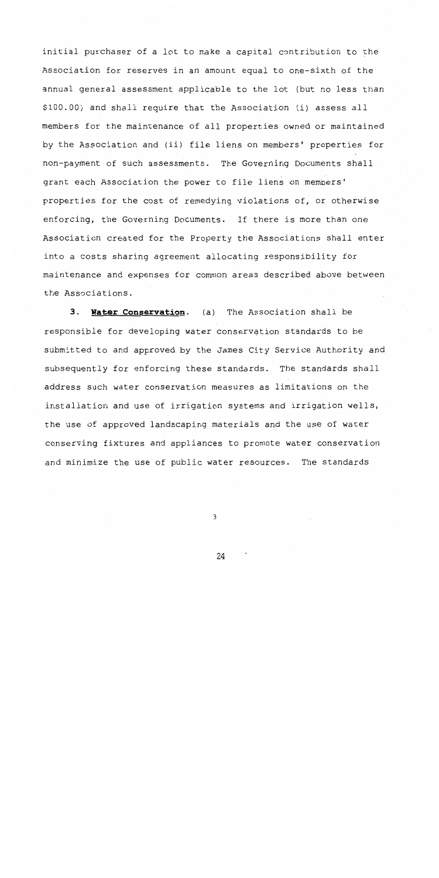initial purchaser of a lot to make a capital contribution to the Association for reserves in an amount equal to one-sixth of the annual general assessment applicable to the lot (but no less than $100.00) and shall require that the Association (i) assess all members for the maintenance of all properties owned or maintained by the Association and (ii) file liens on members' properties for non-payment of such assessments. The Governing Documents shall grant each Association the power to file liens on members' properties for the cost of remedying violations of, or otherwise enforcing, the Governing Documents. If there is more than one Association created for the Property the Associations shall enter into a costs sharing agreement allocating responsibility for maintenance and expenses for common areas described above between the Associations.

**3. Water Conservation.** (a) The Association shall be responsible for developing water conservation standards to be submitted to and approved by the James City Service Authority and subsequently for enforcing these standards. The standards shall address such water conservation measures as limitations on the installation and use of irrigation systems and irrigation wells, the use of approved landscaping materials and the use of water conserving fixtures and appliances to promote water conservation and minimize the use of public water resources. The standards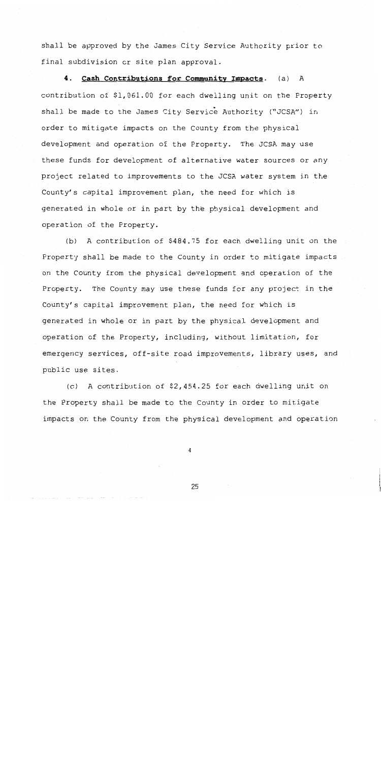shall be approved by the James City Service Authority prior to final subdivision or site plan approval.

**4. Cash Contributions for Community Impacts.** (a) A contribution of $1,061.00 for each dwelling unit on the Property shall be made to the James City Service Authority ("JCSA") in order to mitigate impacts on the County from the physical development and operation of the Property. The JCSA may use these funds for development of alternative water sources or any project related to improvements to the JCSA water system in the County's capital improvement plan, the need for which is generated in whole or in part by the physical development and operation of the Property.

(b) A contribution of $484.75 for each dwelling unit on the Property shall be made to the County in order to mitigate impacts on the County from the physical development and operation of the Property. The County may use these funds for any project in the County's capital improvement plan, the need for which is generated in whole or in part by the physical development and operation of the Property, including, without limitation, for emergency services, off-site road improvements, library uses, and public use sites.

(c) A contribution of $2,454.25 for each dwelling unit on the Property shall be made to the County in order to mitigate impacts on the County from the physical development and operation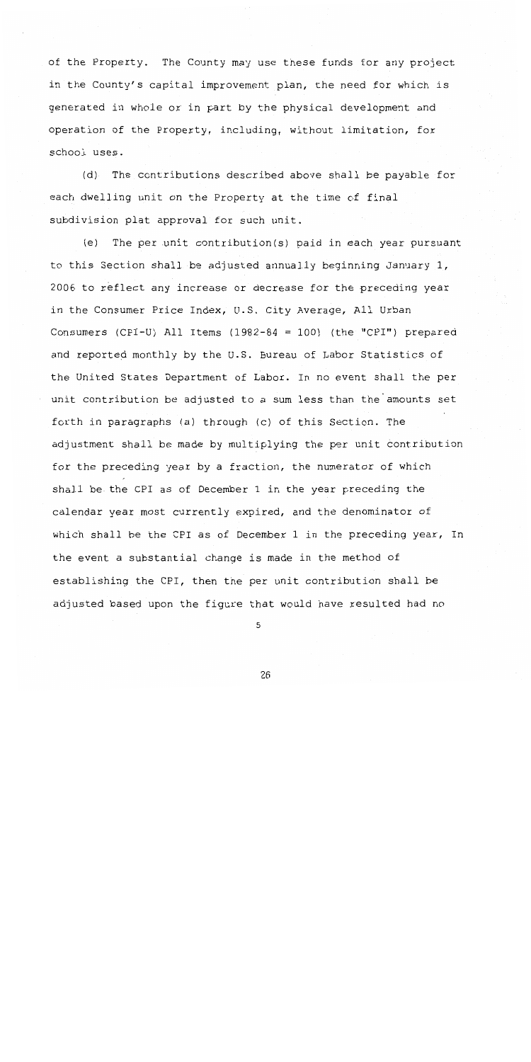of the Property. The County may use these funds for any project in the County's capital improvement plan, the need for which is generated in whole or in part by the physical development and operation of the Property, including, without limitation, for school uses.

(d) The contributions described above shall be payable for each dwelling unit on the Property at the time of final subdivision plat approval for such unit.

(e) The per unit contribution(s) paid in each year pursuant to this Section shall be adjusted annually beginning January 1, 2006 to reflect any increase or decrease for the preceding year in the Consumer Price Index, U.S. City Average, All Urban Consumers (CPI-U) All Items (1982-84 = 100) (the "CPI") prepared and reported monthly by the U.S. Bureau of Labor Statistics of the United States Department of Labor. In no event shall the per unit contribution be adjusted to a sum less than the amounts set forth in paragraphs (a) through (c) of this Section. The adjustment shall be made by multiplying the per unit contribution for the preceding year by a fraction, the numerator of which shall be the CPI as of December 1 in the year preceding the calendar year most currently expired, and the denominator of which shall be the CPI as of December 1 in the preceding year, In the event a substantial change is made in the method of establishing the CPI, then the per unit contribution shall be adjusted based upon the figure that would have resulted had no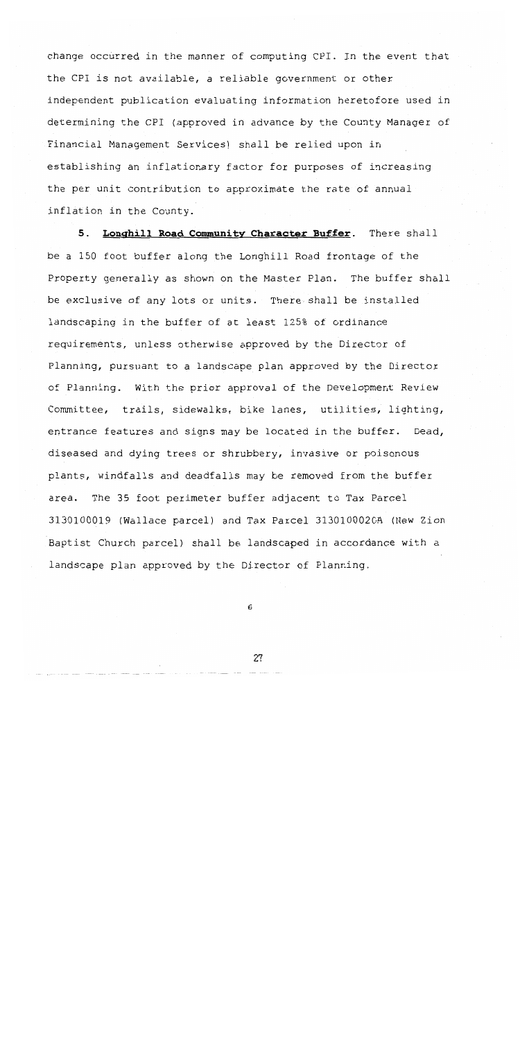change occurred in the manner of computing CPI. In the event that the CPI is not available, a reliable government or other independent publication evaluating information heretofore used in determining the CPI (approved in advance by the County Manager of Financial Management Services) shall be relied upon in establishing an inflationary factor for purposes of increasing the per unit contribution to approximate the rate of annual inflation in the County.

5. **Longhill Road Community Character Buffer**. There shall be a 150 foot buffer along the Longhill Road frontage of the Property generally as shown on the Master Plan. The buffer shall be exclusive of any lots or units. There shall be installed landscaping in the buffer of at least 125% of ordinance requirements, unless otherwise approved by the Director of Planning, pursuant to a landscape plan approved by the Director of Planning. With the prior approval of the Development Review Committee, trails, sidewalks, bike lanes, utilities, lighting, entrance features and signs may be located in the buffer. Dead, diseased and dying trees or shrubbery, invasive or poisonous plants, windfalls and deadfalls may be removed from the buffer area. The 35 foot perimeter buffer adjacent to Tax Parcel 3130100019 (Wallace parcel) and Tax Parcel 3130100020A (New Zion Baptist Church parcel) shall be landscaped in accordance with a landscape plan approved by the Director of Planning.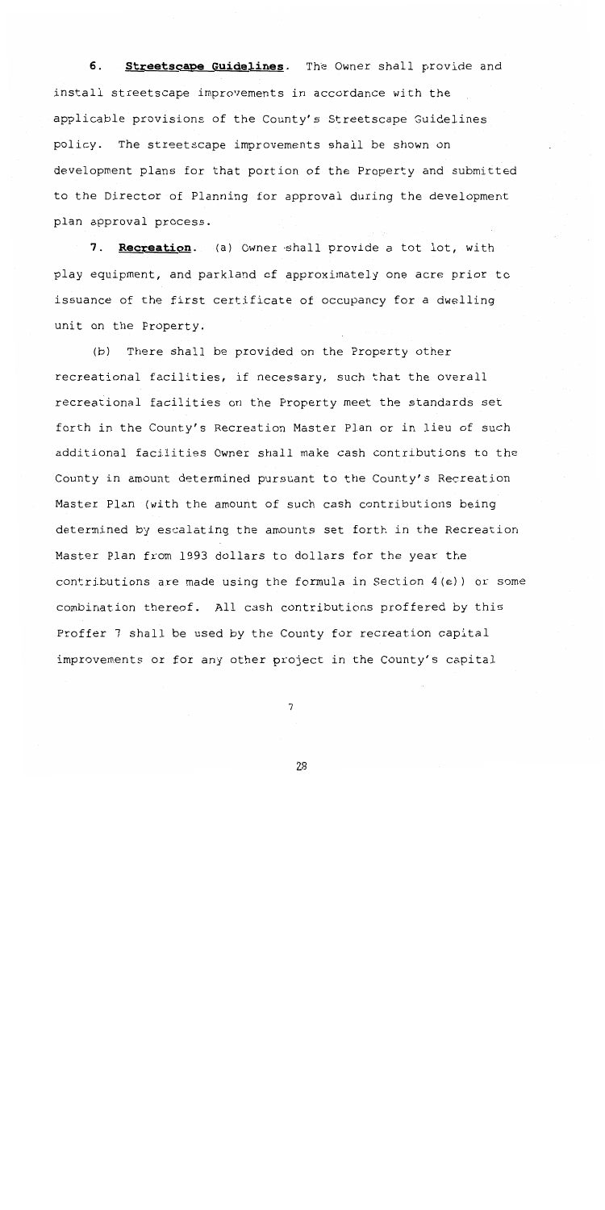**6. Streetscape Guidelines.** The Owner shall provide and install streetscape improvements in accordance with the applicable provisions of the County's Streetscape Guidelines policy. The streetscape improvements shall be shown on development plans for that portion of the Property and submitted to the Director of Planning for approval during the development plan approval process.

**7. Recreation.** (a) Owner shall provide a tot lot, with play equipment, and parkland of approximately one acre prior to issuance of the first certificate of occupancy for a dwelling unit on the Property.

(b) There shall be provided on the Property other recreational facilities, if necessary, such that the overall recreational facilities on the Property meet the standards set forth in the County's Recreation Master Plan or in lieu of such additional facilities Owner shall make cash contributions to the County in amount determined pursuant to the County's Recreation Master Plan (with the amount of such cash contributions being determined by escalating the amounts set forth in the Recreation Master Plan from 1993 dollars to dollars for the year the contributions are made using the formula in Section 4(e)) or some combination thereof. All cash contributions proffered by this Proffer 7 shall be used by the County for recreation capital improvements or for any other project in the County's capital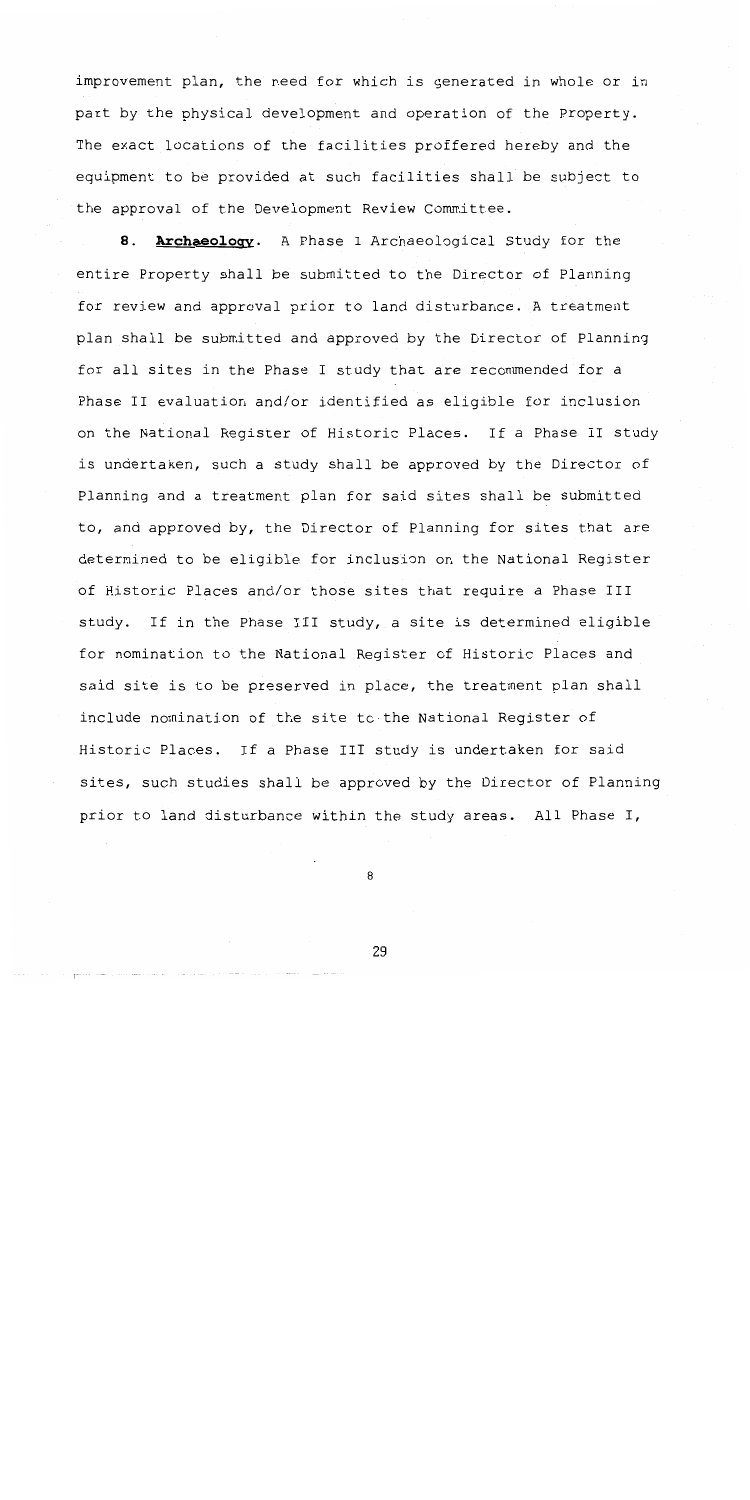improvement plan, the need for which is generated in whole or in part by the physical development and operation of the Property. The exact locations of the facilities proffered hereby and the equipment to be provided at such facilities shall be subject to the approval of the Development Review Committee.

**8. Archaeology.** A Phase 1 Archaeological Study for the entire Property shall be submitted to the Director of Planning for review and approval prior to land disturbance. A treatment plan shall be submitted and approved by the Director of Planning for all sites in the Phase I study that are recommended for a Phase II evaluation and/or identified as eligible for inclusion on the National Register of Historic Places. If a Phase II study is undertaken, such a study shall be approved by the Director of Planning and a treatment plan for said sites shall be submitted to, and approved by, the Director of Planning for sites that are determined to be eligible for inclusion on the National Register of Historic Places and/or those sites that require a Phase III study. If in the Phase III study, a site is determined eligible for nomination to the National Register of Historic Places and said site is to be preserved in place, the treatment plan shall include nomination of the site to the National Register of Historic Places. If a Phase III study is undertaken for said sites, such studies shall be approved by the Director of Planning prior to land disturbance within the study areas. All Phase I,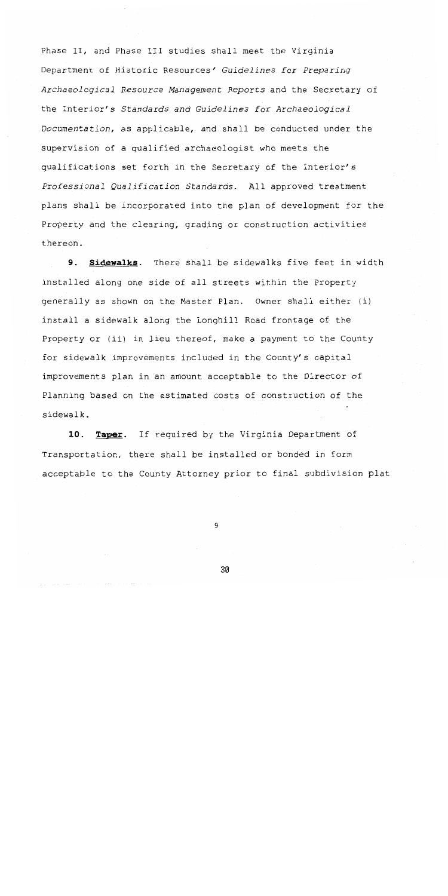Phase II, and Phase III studies shall meet the Virginia Department of Historic Resources' *Guidelines for Preparing Archaeological Resource Management Reports* and the Secretary of the Interior's *Standards and Guidelines for Archaeological Documentation*, as applicable, and shall be conducted under the supervision of a qualified archaeologist who meets the qualifications set forth in the Secretary of the Interior's *Professional Qualification Standards*. All approved treatment plans shall be incorporated into the plan of development for the Property and the clearing, grading or construction activities thereon.

**9. Sidewalks.** There shall be sidewalks five feet in width installed along one side of all streets within the Property generally as shown on the Master Plan. Owner shall either (i) install a sidewalk along the Longhill Road frontage of the Property or (ii) in lieu thereof, make a payment to the County for sidewalk improvements included in the County's capital improvements plan in an amount acceptable to the Director of Planning based on the estimated costs of construction of the sidewalk.

**10. Taper.** If required by the Virginia Department of Transportation, there shall be installed or bonded in form acceptable to the County Attorney prior to final subdivision plat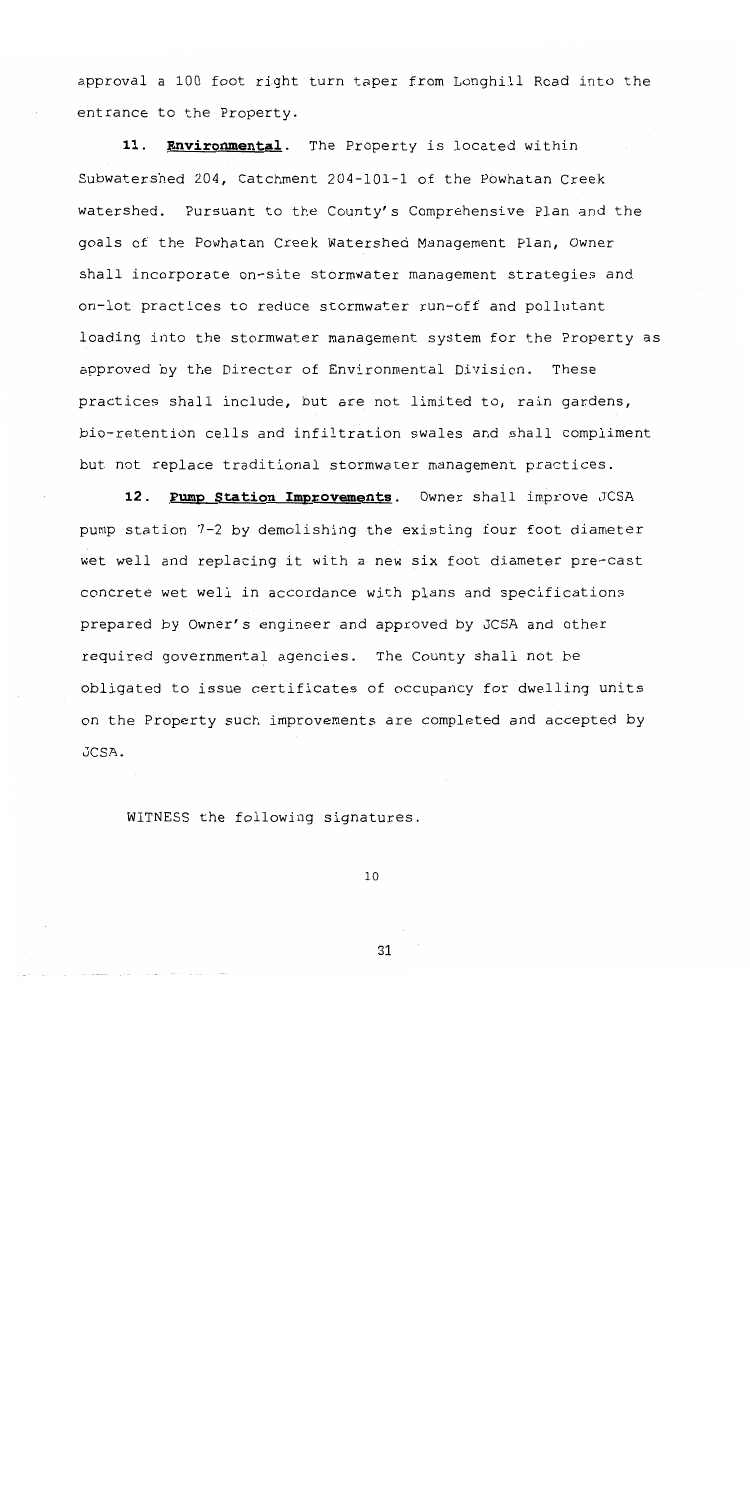approval a 100 foot right turn taper from Longhill Road into the entrance to the Property.

11. **Environmental**. The Property is located within Subwatershed 204, Catchment 204-101-1 of the Powhatan Creek watershed. Pursuant to the County's Comprehensive Plan and the goals of the Powhatan Creek Watershed Management Plan, Owner shall incorporate on-site stormwater management strategies and on-lot practices to reduce stormwater run-off and pollutant loading into the stormwater management system for the Property as approved by the Director of Environmental Division. These practices shall include, but are not limited to, rain gardens, bio-retention cells and infiltration swales and shall compliment but not replace traditional stormwater management practices.

12. **Pump Station Improvements**. Owner shall improve JCSA pump station 7-2 by demolishing the existing four foot diameter wet well and replacing it with a new six foot diameter pre-cast concrete wet well in accordance with plans and specifications prepared by Owner's engineer and approved by JCSA and other required governmental agencies. The County shall not be obligated to issue certificates of occupancy for dwelling units on the Property such improvements are completed and accepted by JCSA.

WITNESS the following signatures.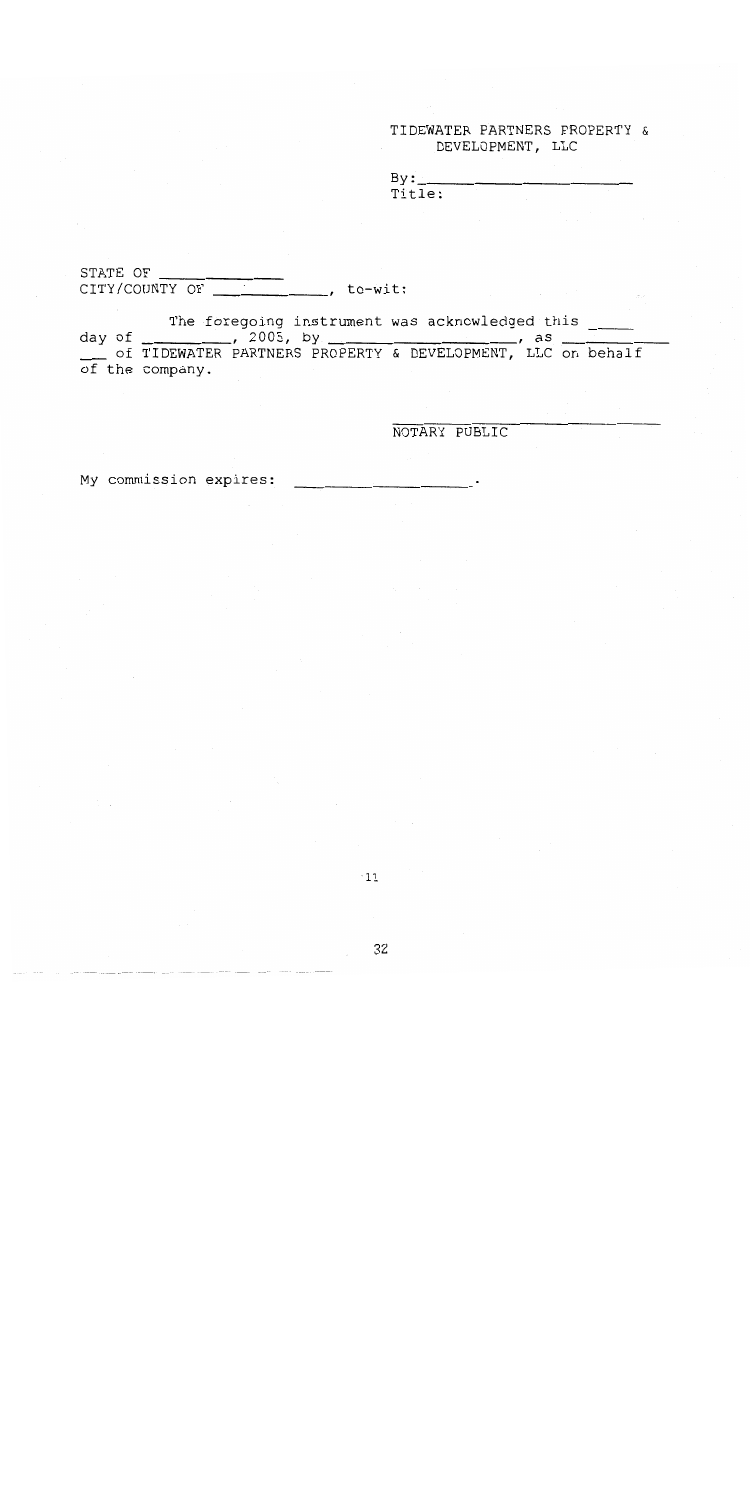TIDEWATER PARTNERS PROPERTY & DEVELOPMENT, LLC

By:___________________________
Title:

STATE OF _______________
CITY/COUNTY OF _____________, to-wit:

The foregoing instrument was acknowledged this _____ day of ___________, 2005, by ___________________, as ___________ of TIDEWATER PARTNERS PROPERTY & DEVELOPMENT, LLC on behalf of the company.

___________________________
NOTARY PUBLIC

My commission expires: _____________________.

11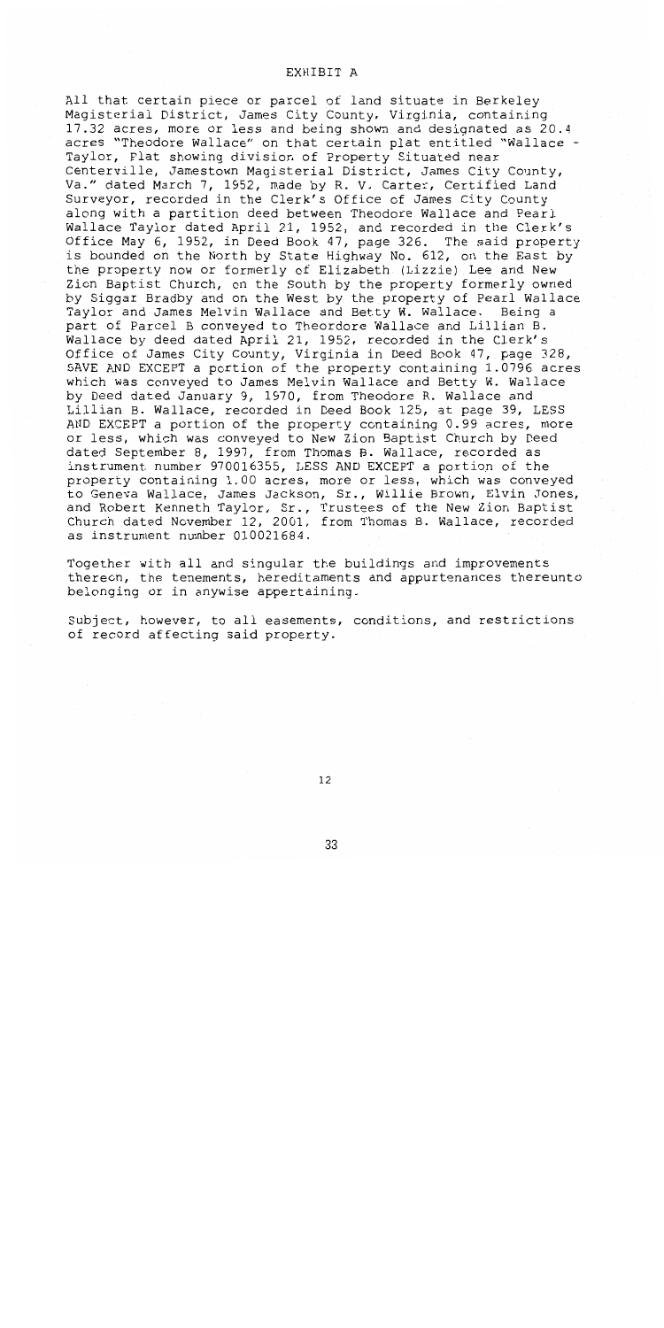# EXHIBIT A

All that certain piece or parcel of land situate in Berkeley Magisterial District, James City County, Virginia, containing 17.32 acres, more or less and being shown and designated as 20.4 acres "Theodore Wallace" on that certain plat entitled "Wallace - Taylor, Plat showing division of Property Situated near Centerville, Jamestown Magisterial District, James City County, Va." dated March 7, 1952, made by R. V. Carter, Certified Land Surveyor, recorded in the Clerk's Office of James City County along with a partition deed between Theodore Wallace and Pearl Wallace Taylor dated April 21, 1952, and recorded in the Clerk's Office May 6, 1952, in Deed Book 47, page 326. The said property is bounded on the North by State Highway No. 612, on the East by the property now or formerly of Elizabeth (Lizzie) Lee and New Zion Baptist Church, on the South by the property formerly owned by Siggar Bradby and on the West by the property of Pearl Wallace Taylor and James Melvin Wallace and Betty W. Wallace. Being a part of Parcel B conveyed to Theordore Wallace and Lillian B. Wallace by deed dated April 21, 1952, recorded in the Clerk's Office of James City County, Virginia in Deed Book 47, page 328, SAVE AND EXCEPT a portion of the property containing 1.0796 acres which was conveyed to James Melvin Wallace and Betty W. Wallace by Deed dated January 9, 1970, from Theodore R. Wallace and Lillian B. Wallace, recorded in Deed Book 125, at page 39, LESS AND EXCEPT a portion of the property containing 0.99 acres, more or less, which was conveyed to New Zion Baptist Church by Deed dated September 8, 1997, from Thomas B. Wallace, recorded as instrument number 970016355, LESS AND EXCEPT a portion of the property containing 1.00 acres, more or less, which was conveyed to Geneva Wallace, James Jackson, Sr., Willie Brown, Elvin Jones, and Robert Kenneth Taylor, Sr., Trustees of the New Zion Baptist Church dated November 12, 2001, from Thomas B. Wallace, recorded as instrument number 010021684.

Together with all and singular the buildings and improvements thereon, the tenements, hereditaments and appurtenances thereunto belonging or in anywise appertaining.

Subject, however, to all easements, conditions, and restrictions of record affecting said property.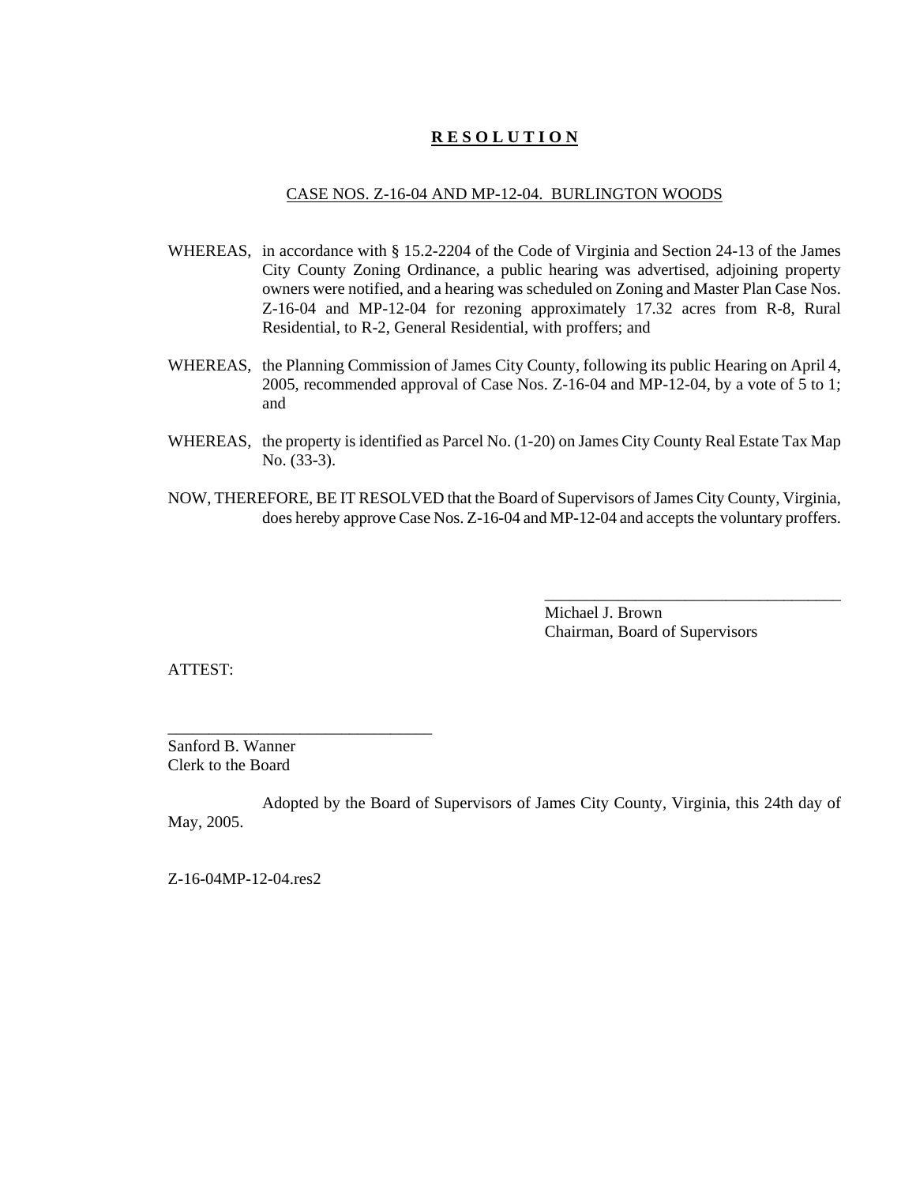# **R E S O L U T I O N**

CASE NOS. Z-16-04 AND MP-12-04. BURLINGTON WOODS

WHEREAS, in accordance with § 15.2-2204 of the Code of Virginia and Section 24-13 of the James City County Zoning Ordinance, a public hearing was advertised, adjoining property owners were notified, and a hearing was scheduled on Zoning and Master Plan Case Nos. Z-16-04 and MP-12-04 for rezoning approximately 17.32 acres from R-8, Rural Residential, to R-2, General Residential, with proffers; and

WHEREAS, the Planning Commission of James City County, following its public Hearing on April 4, 2005, recommended approval of Case Nos. Z-16-04 and MP-12-04, by a vote of 5 to 1; and

WHEREAS, the property is identified as Parcel No. (1-20) on James City County Real Estate Tax Map No. (33-3).

NOW, THEREFORE, BE IT RESOLVED that the Board of Supervisors of James City County, Virginia, does hereby approve Case Nos. Z-16-04 and MP-12-04 and accepts the voluntary proffers.

\_\_\_\_\_\_\_\_\_\_\_\_\_\_\_\_\_\_\_\_\_\_\_\_\_\_\_\_\_\_\_\_\_\_\_\_

Michael J. Brown
Chairman, Board of Supervisors

ATTEST:

\_\_\_\_\_\_\_\_\_\_\_\_\_\_\_\_\_\_\_\_\_\_\_\_\_\_\_\_\_\_\_\_

Sanford B. Wanner
Clerk to the Board

Adopted by the Board of Supervisors of James City County, Virginia, this 24th day of May, 2005.

Z-16-04MP-12-04.res2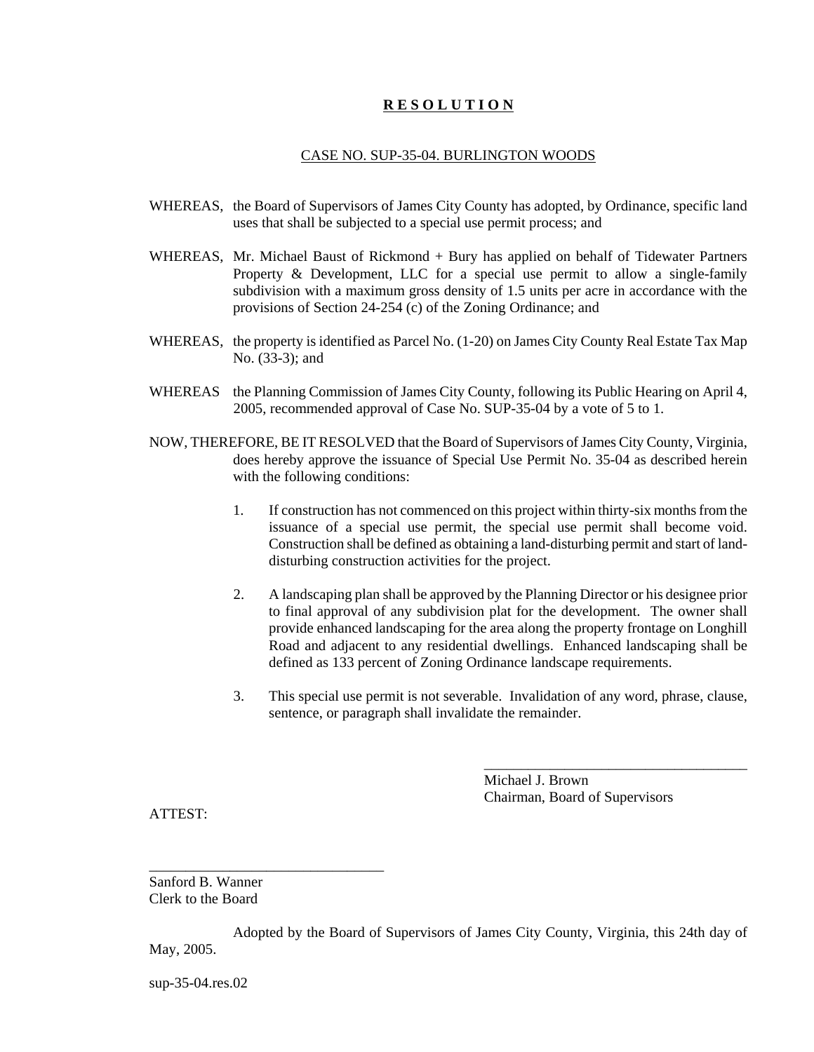# **R E S O L U T I O N**

CASE NO. SUP-35-04. BURLINGTON WOODS

WHEREAS, the Board of Supervisors of James City County has adopted, by Ordinance, specific land uses that shall be subjected to a special use permit process; and

WHEREAS, Mr. Michael Baust of Rickmond + Bury has applied on behalf of Tidewater Partners Property & Development, LLC for a special use permit to allow a single-family subdivision with a maximum gross density of 1.5 units per acre in accordance with the provisions of Section 24-254 (c) of the Zoning Ordinance; and

WHEREAS, the property is identified as Parcel No. (1-20) on James City County Real Estate Tax Map No. (33-3); and

WHEREAS the Planning Commission of James City County, following its Public Hearing on April 4, 2005, recommended approval of Case No. SUP-35-04 by a vote of 5 to 1.

NOW, THEREFORE, BE IT RESOLVED that the Board of Supervisors of James City County, Virginia, does hereby approve the issuance of Special Use Permit No. 35-04 as described herein with the following conditions:

1. If construction has not commenced on this project within thirty-six months from the issuance of a special use permit, the special use permit shall become void. Construction shall be defined as obtaining a land-disturbing permit and start of land-disturbing construction activities for the project.

2. A landscaping plan shall be approved by the Planning Director or his designee prior to final approval of any subdivision plat for the development. The owner shall provide enhanced landscaping for the area along the property frontage on Longhill Road and adjacent to any residential dwellings. Enhanced landscaping shall be defined as 133 percent of Zoning Ordinance landscape requirements.

3. This special use permit is not severable. Invalidation of any word, phrase, clause, sentence, or paragraph shall invalidate the remainder.

\_\_\_\_\_\_\_\_\_\_\_\_\_\_\_\_\_\_\_\_\_\_\_\_\_\_\_\_\_\_\_\_\_\_\_\_

Michael J. Brown
Chairman, Board of Supervisors

ATTEST:

\_\_\_\_\_\_\_\_\_\_\_\_\_\_\_\_\_\_\_\_\_\_\_\_\_\_\_\_\_\_\_\_

Sanford B. Wanner
Clerk to the Board

Adopted by the Board of Supervisors of James City County, Virginia, this 24th day of May, 2005.

sup-35-04.res.02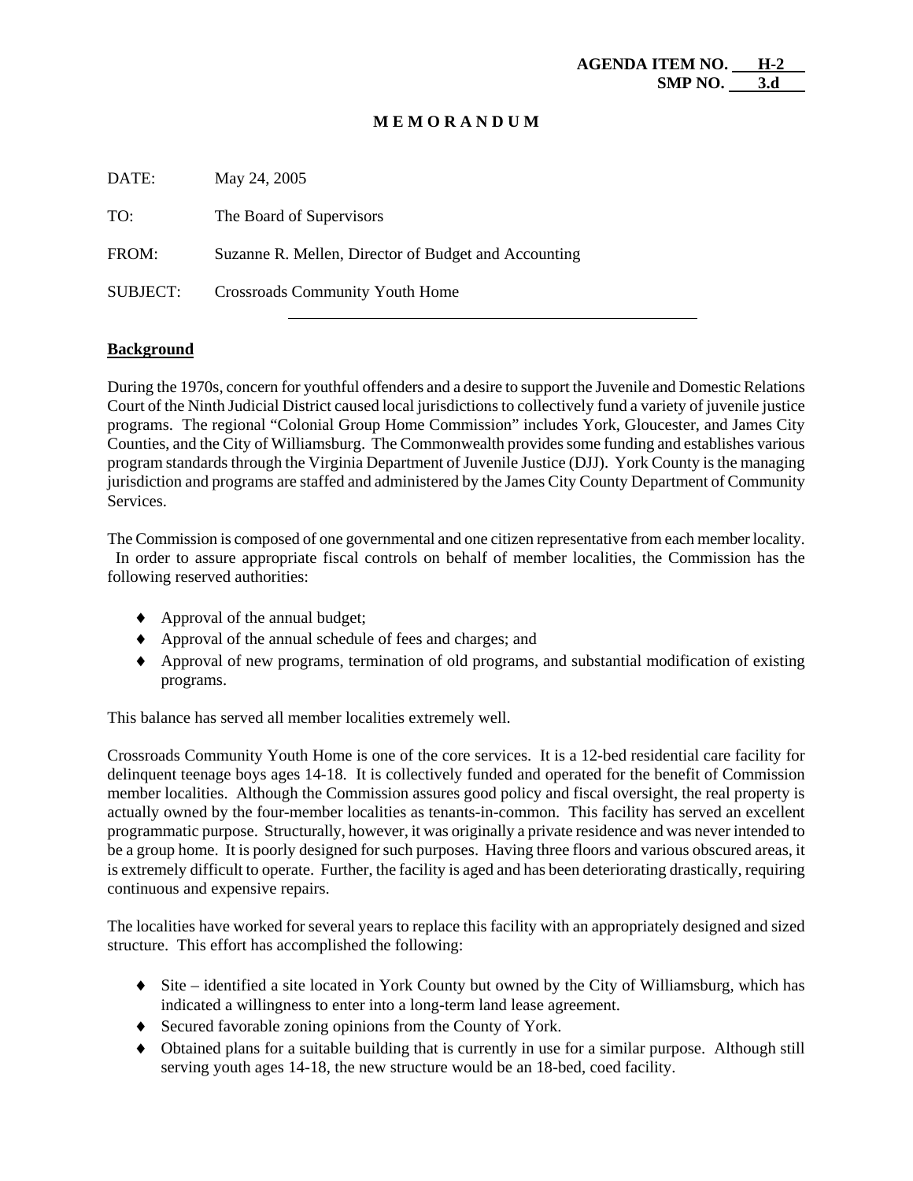**AGENDA ITEM NO. H-2**
**SMP NO. 3.d**

**M E M O R A N D U M**

DATE: May 24, 2005

TO: The Board of Supervisors

FROM: Suzanne R. Mellen, Director of Budget and Accounting

SUBJECT: Crossroads Community Youth Home

---

**Background**

During the 1970s, concern for youthful offenders and a desire to support the Juvenile and Domestic Relations Court of the Ninth Judicial District caused local jurisdictions to collectively fund a variety of juvenile justice programs. The regional "Colonial Group Home Commission" includes York, Gloucester, and James City Counties, and the City of Williamsburg. The Commonwealth provides some funding and establishes various program standards through the Virginia Department of Juvenile Justice (DJJ). York County is the managing jurisdiction and programs are staffed and administered by the James City County Department of Community Services.

The Commission is composed of one governmental and one citizen representative from each member locality. In order to assure appropriate fiscal controls on behalf of member localities, the Commission has the following reserved authorities:

- Approval of the annual budget;
- Approval of the annual schedule of fees and charges; and
- Approval of new programs, termination of old programs, and substantial modification of existing programs.

This balance has served all member localities extremely well.

Crossroads Community Youth Home is one of the core services. It is a 12-bed residential care facility for delinquent teenage boys ages 14-18. It is collectively funded and operated for the benefit of Commission member localities. Although the Commission assures good policy and fiscal oversight, the real property is actually owned by the four-member localities as tenants-in-common. This facility has served an excellent programmatic purpose. Structurally, however, it was originally a private residence and was never intended to be a group home. It is poorly designed for such purposes. Having three floors and various obscured areas, it is extremely difficult to operate. Further, the facility is aged and has been deteriorating drastically, requiring continuous and expensive repairs.

The localities have worked for several years to replace this facility with an appropriately designed and sized structure. This effort has accomplished the following:

- Site – identified a site located in York County but owned by the City of Williamsburg, which has indicated a willingness to enter into a long-term land lease agreement.
- Secured favorable zoning opinions from the County of York.
- Obtained plans for a suitable building that is currently in use for a similar purpose. Although still serving youth ages 14-18, the new structure would be an 18-bed, coed facility.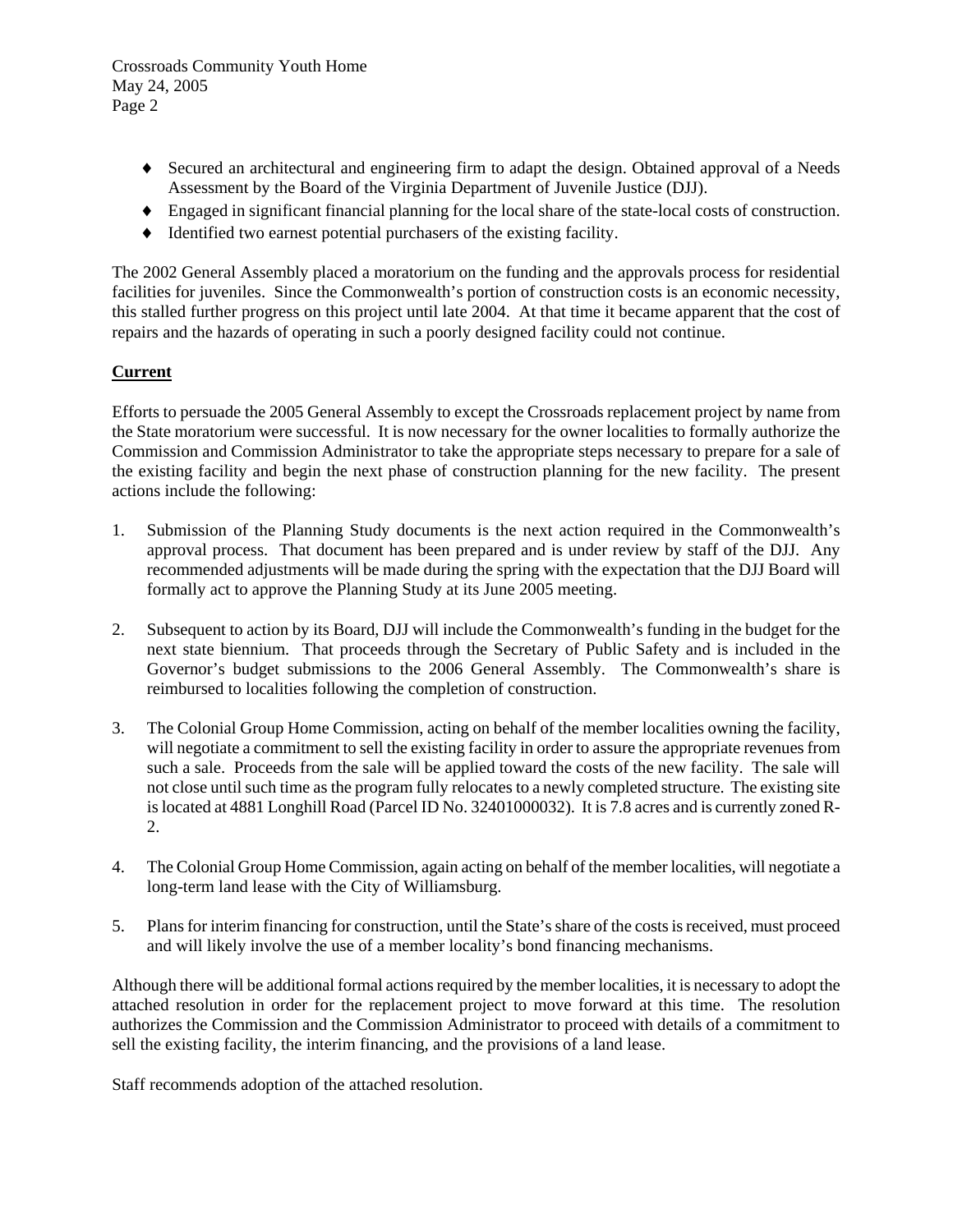- Secured an architectural and engineering firm to adapt the design. Obtained approval of a Needs Assessment by the Board of the Virginia Department of Juvenile Justice (DJJ).
- Engaged in significant financial planning for the local share of the state-local costs of construction.
- Identified two earnest potential purchasers of the existing facility.

The 2002 General Assembly placed a moratorium on the funding and the approvals process for residential facilities for juveniles. Since the Commonwealth's portion of construction costs is an economic necessity, this stalled further progress on this project until late 2004. At that time it became apparent that the cost of repairs and the hazards of operating in such a poorly designed facility could not continue.

**Current**

Efforts to persuade the 2005 General Assembly to except the Crossroads replacement project by name from the State moratorium were successful. It is now necessary for the owner localities to formally authorize the Commission and Commission Administrator to take the appropriate steps necessary to prepare for a sale of the existing facility and begin the next phase of construction planning for the new facility. The present actions include the following:

1. Submission of the Planning Study documents is the next action required in the Commonwealth's approval process. That document has been prepared and is under review by staff of the DJJ. Any recommended adjustments will be made during the spring with the expectation that the DJJ Board will formally act to approve the Planning Study at its June 2005 meeting.

2. Subsequent to action by its Board, DJJ will include the Commonwealth's funding in the budget for the next state biennium. That proceeds through the Secretary of Public Safety and is included in the Governor's budget submissions to the 2006 General Assembly. The Commonwealth's share is reimbursed to localities following the completion of construction.

3. The Colonial Group Home Commission, acting on behalf of the member localities owning the facility, will negotiate a commitment to sell the existing facility in order to assure the appropriate revenues from such a sale. Proceeds from the sale will be applied toward the costs of the new facility. The sale will not close until such time as the program fully relocates to a newly completed structure. The existing site is located at 4881 Longhill Road (Parcel ID No. 32401000032). It is 7.8 acres and is currently zoned R-2.

4. The Colonial Group Home Commission, again acting on behalf of the member localities, will negotiate a long-term land lease with the City of Williamsburg.

5. Plans for interim financing for construction, until the State's share of the costs is received, must proceed and will likely involve the use of a member locality's bond financing mechanisms.

Although there will be additional formal actions required by the member localities, it is necessary to adopt the attached resolution in order for the replacement project to move forward at this time. The resolution authorizes the Commission and the Commission Administrator to proceed with details of a commitment to sell the existing facility, the interim financing, and the provisions of a land lease.

Staff recommends adoption of the attached resolution.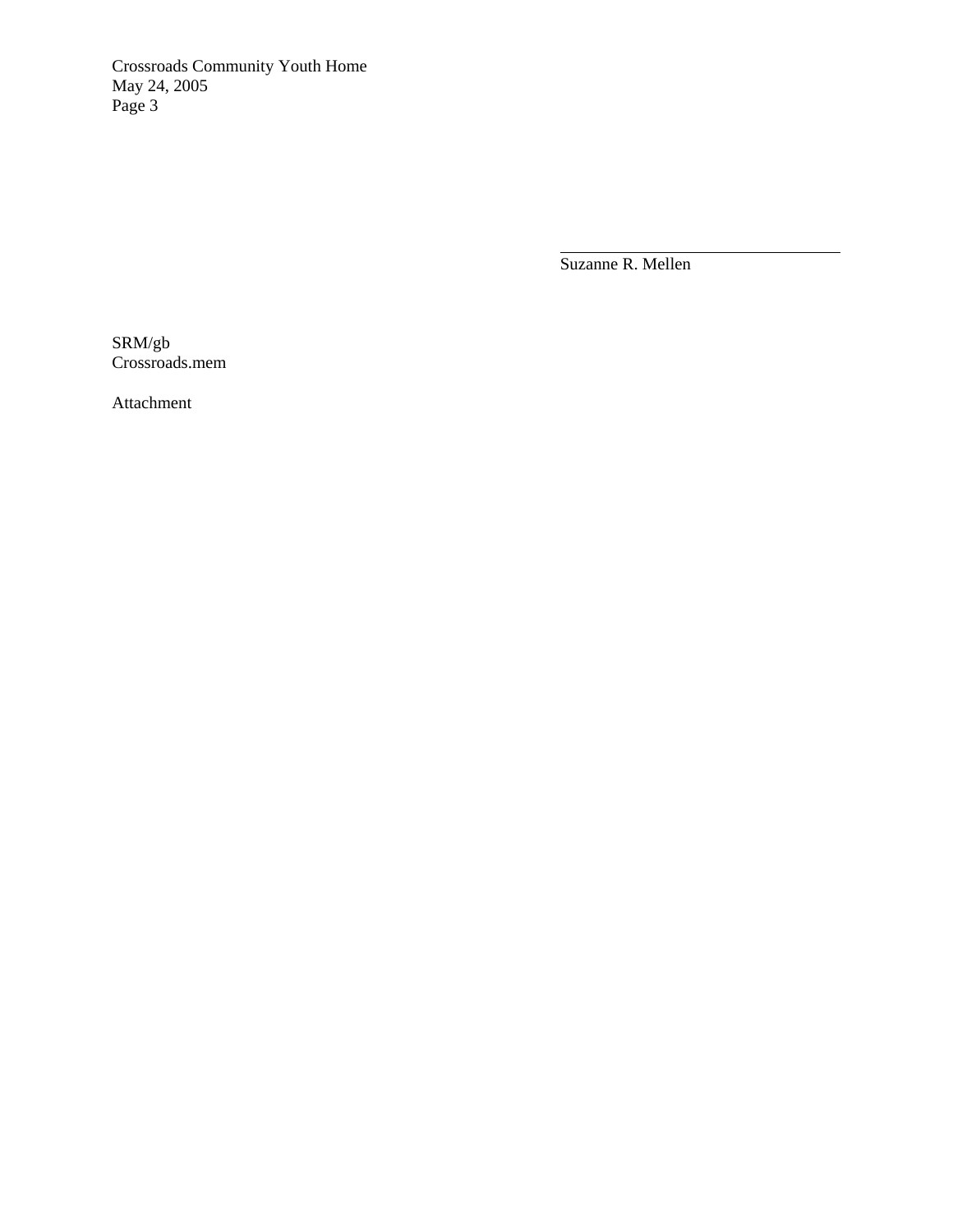Suzanne R. Mellen

SRM/gb
Crossroads.mem

Attachment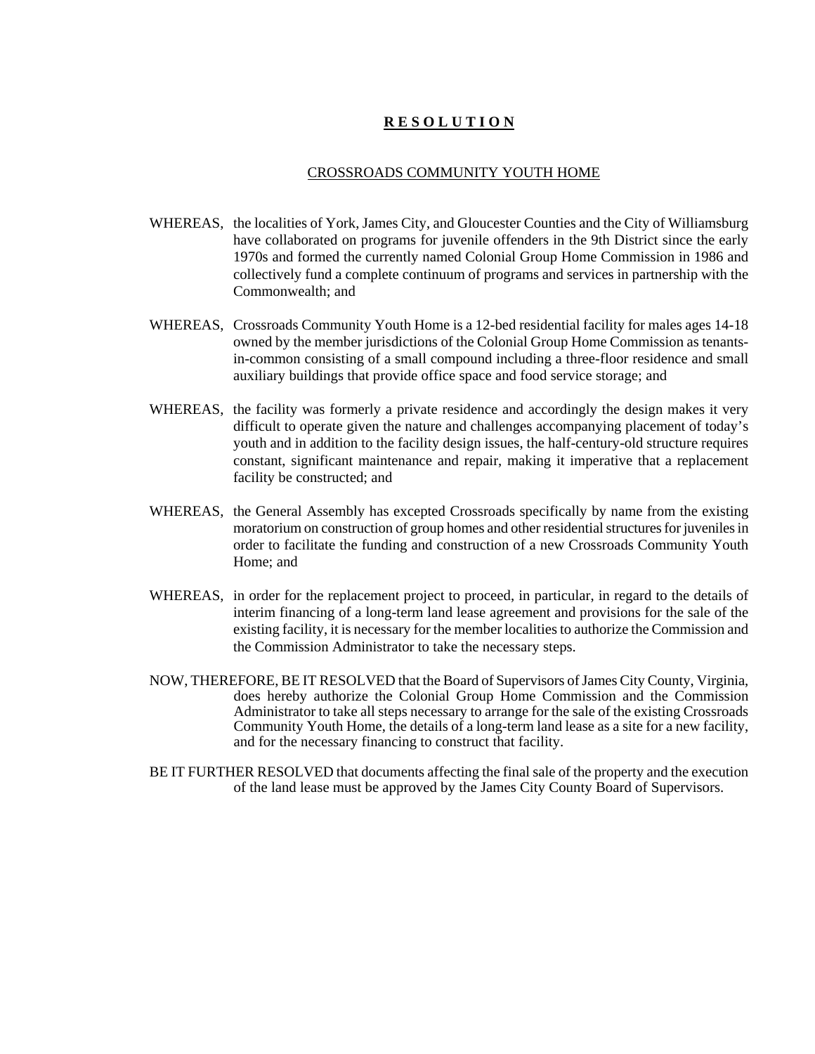# **R E S O L U T I O N**

## CROSSROADS COMMUNITY YOUTH HOME

WHEREAS, the localities of York, James City, and Gloucester Counties and the City of Williamsburg have collaborated on programs for juvenile offenders in the 9th District since the early 1970s and formed the currently named Colonial Group Home Commission in 1986 and collectively fund a complete continuum of programs and services in partnership with the Commonwealth; and

WHEREAS, Crossroads Community Youth Home is a 12-bed residential facility for males ages 14-18 owned by the member jurisdictions of the Colonial Group Home Commission as tenants-in-common consisting of a small compound including a three-floor residence and small auxiliary buildings that provide office space and food service storage; and

WHEREAS, the facility was formerly a private residence and accordingly the design makes it very difficult to operate given the nature and challenges accompanying placement of today's youth and in addition to the facility design issues, the half-century-old structure requires constant, significant maintenance and repair, making it imperative that a replacement facility be constructed; and

WHEREAS, the General Assembly has excepted Crossroads specifically by name from the existing moratorium on construction of group homes and other residential structures for juveniles in order to facilitate the funding and construction of a new Crossroads Community Youth Home; and

WHEREAS, in order for the replacement project to proceed, in particular, in regard to the details of interim financing of a long-term land lease agreement and provisions for the sale of the existing facility, it is necessary for the member localities to authorize the Commission and the Commission Administrator to take the necessary steps.

NOW, THEREFORE, BE IT RESOLVED that the Board of Supervisors of James City County, Virginia, does hereby authorize the Colonial Group Home Commission and the Commission Administrator to take all steps necessary to arrange for the sale of the existing Crossroads Community Youth Home, the details of a long-term land lease as a site for a new facility, and for the necessary financing to construct that facility.

BE IT FURTHER RESOLVED that documents affecting the final sale of the property and the execution of the land lease must be approved by the James City County Board of Supervisors.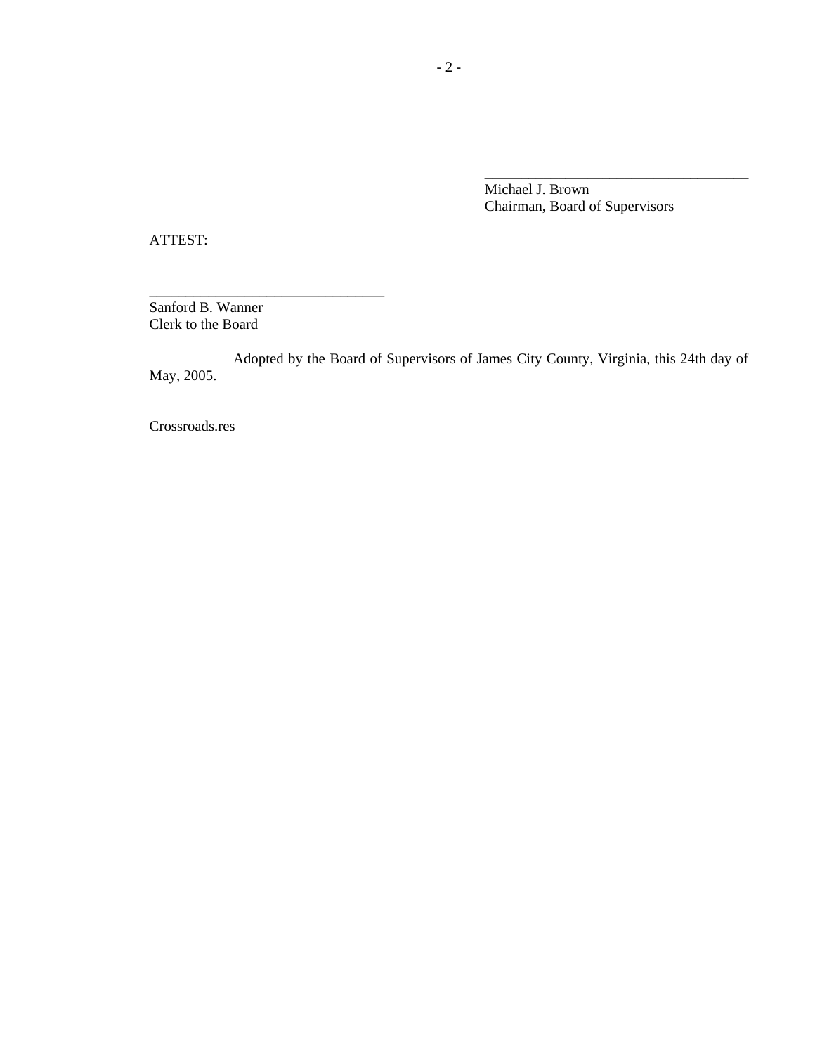\_\_\_\_\_\_\_\_\_\_\_\_\_\_\_\_\_\_\_\_\_\_\_\_\_\_\_\_\_\_\_\_\_\_\_\_\_\_
Michael J. Brown
Chairman, Board of Supervisors

ATTEST:

\_\_\_\_\_\_\_\_\_\_\_\_\_\_\_\_\_\_\_\_\_\_\_\_\_\_\_\_\_\_\_\_\_\_
Sanford B. Wanner
Clerk to the Board

Adopted by the Board of Supervisors of James City County, Virginia, this 24th day of May, 2005.

Crossroads.res